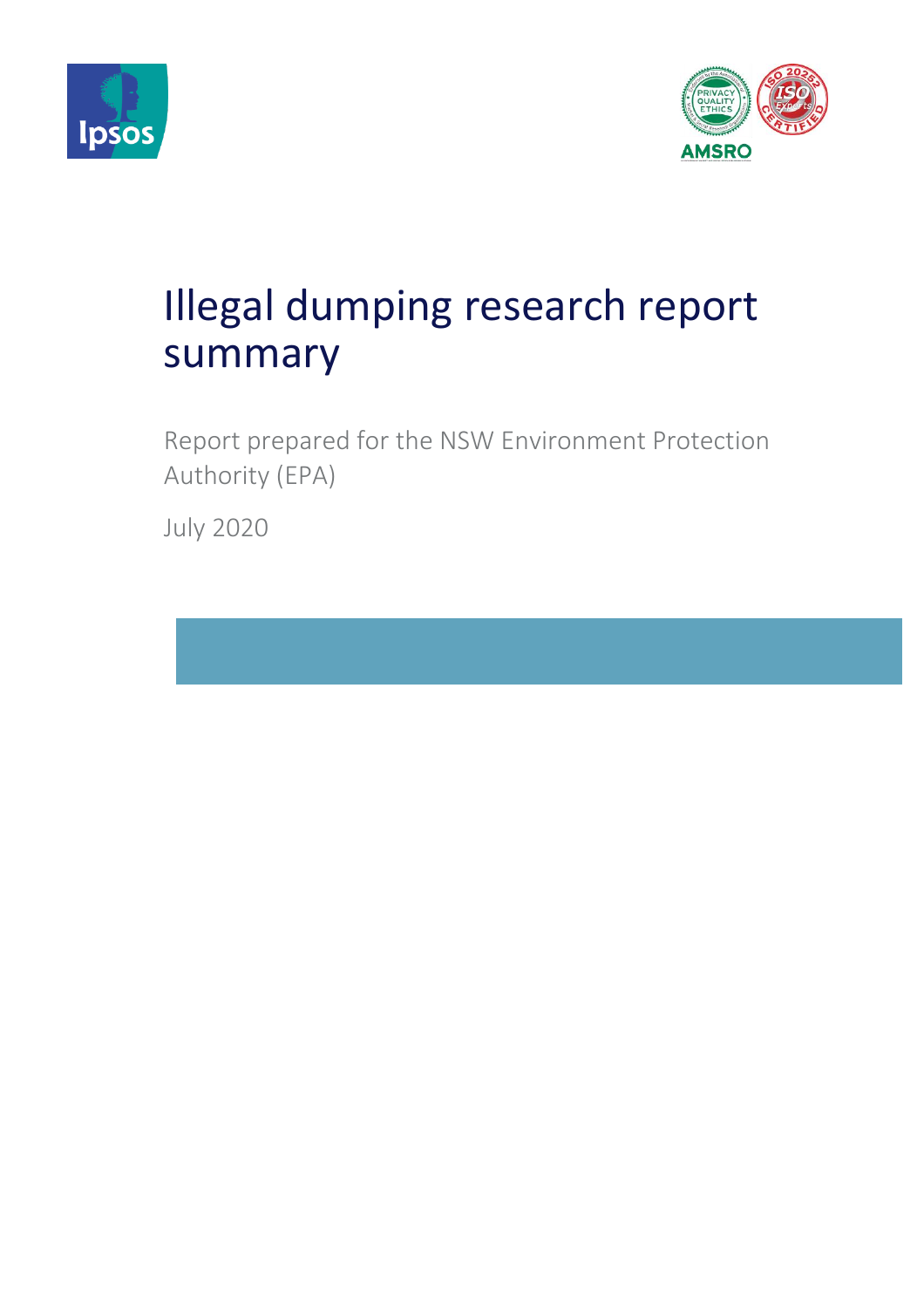# Illegal dumping research report summary

Report prepared for the NSW Environment Protection Authority (EPA)

July 2020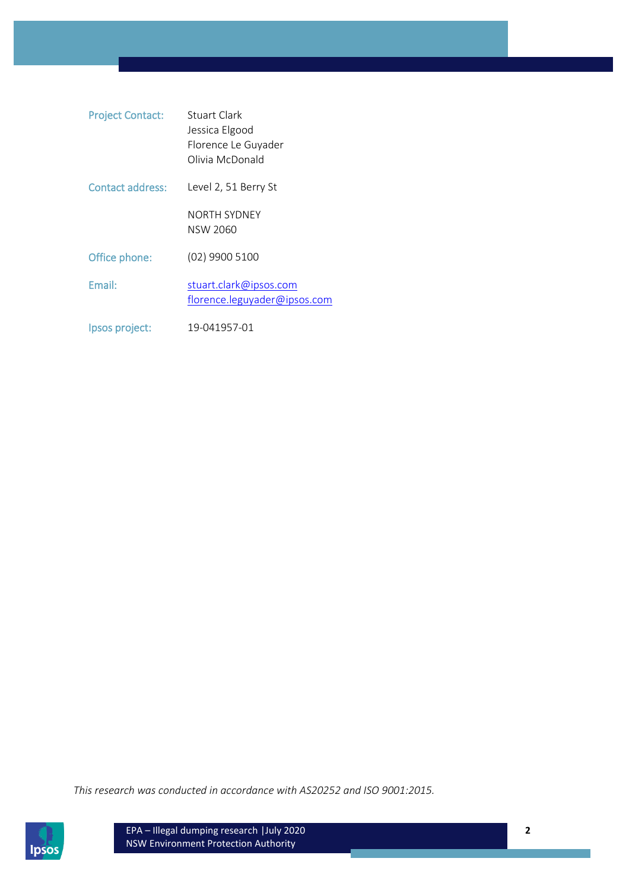| | |
|---|---|
| Project Contact: | Stuart Clark<br>Jessica Elgood<br>Florence Le Guyader<br>Olivia McDonald |
| Contact address: | Level 2, 51 Berry St<br><br>NORTH SYDNEY<br>NSW 2060 |
| Office phone: | (02) 9900 5100 |
| Email: | stuart.clark@ipsos.com<br>florence.leguyader@ipsos.com |
| Ipsos project: | 19-041957-01 |

*This research was conducted in accordance with AS20252 and ISO 9001:2015.*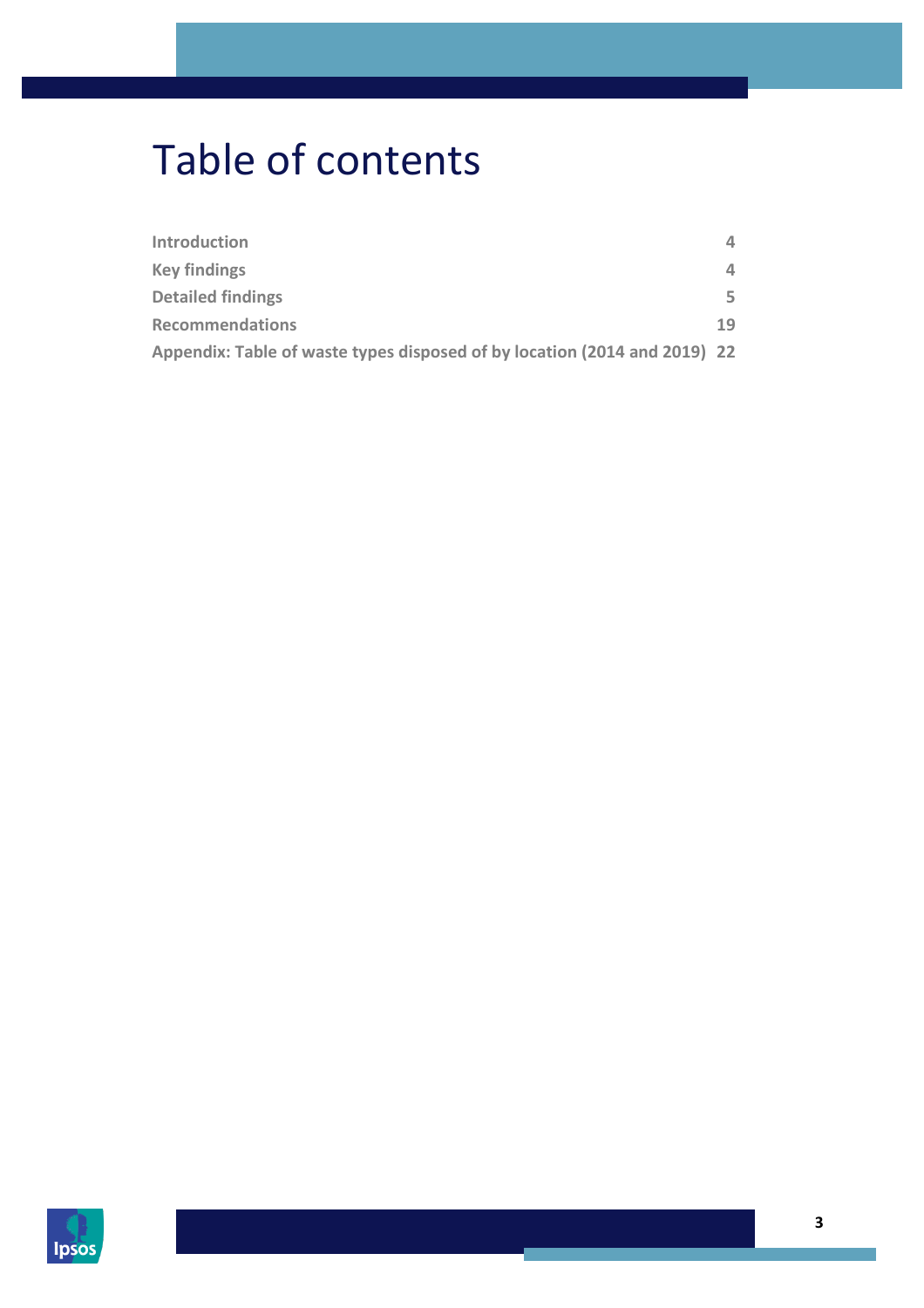# Table of contents

| | |
|---|---|
| **Introduction** | **4** |
| **Key findings** | **4** |
| **Detailed findings** | **5** |
| **Recommendations** | **19** |
| **Appendix: Table of waste types disposed of by location (2014 and 2019)** | **22** |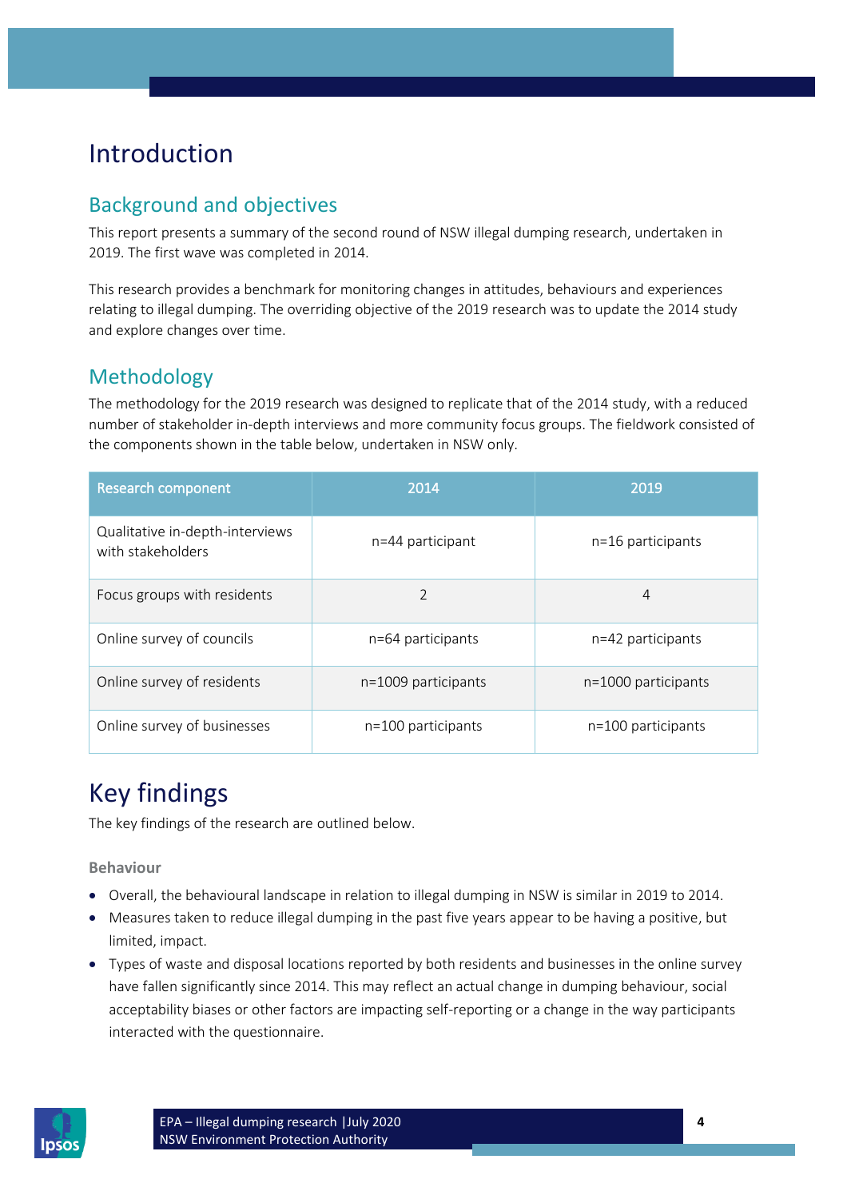# Introduction

## Background and objectives

This report presents a summary of the second round of NSW illegal dumping research, undertaken in 2019. The first wave was completed in 2014.

This research provides a benchmark for monitoring changes in attitudes, behaviours and experiences relating to illegal dumping. The overriding objective of the 2019 research was to update the 2014 study and explore changes over time.

## Methodology

The methodology for the 2019 research was designed to replicate that of the 2014 study, with a reduced number of stakeholder in-depth interviews and more community focus groups. The fieldwork consisted of the components shown in the table below, undertaken in NSW only.

| Research component | 2014 | 2019 |
| --- | --- | --- |
| Qualitative in-depth-interviews with stakeholders | n=44 participant | n=16 participants |
| Focus groups with residents | 2 | 4 |
| Online survey of councils | n=64 participants | n=42 participants |
| Online survey of residents | n=1009 participants | n=1000 participants |
| Online survey of businesses | n=100 participants | n=100 participants |

# Key findings

The key findings of the research are outlined below.

**Behaviour**

- Overall, the behavioural landscape in relation to illegal dumping in NSW is similar in 2019 to 2014.
- Measures taken to reduce illegal dumping in the past five years appear to be having a positive, but limited, impact.
- Types of waste and disposal locations reported by both residents and businesses in the online survey have fallen significantly since 2014. This may reflect an actual change in dumping behaviour, social acceptability biases or other factors are impacting self-reporting or a change in the way participants interacted with the questionnaire.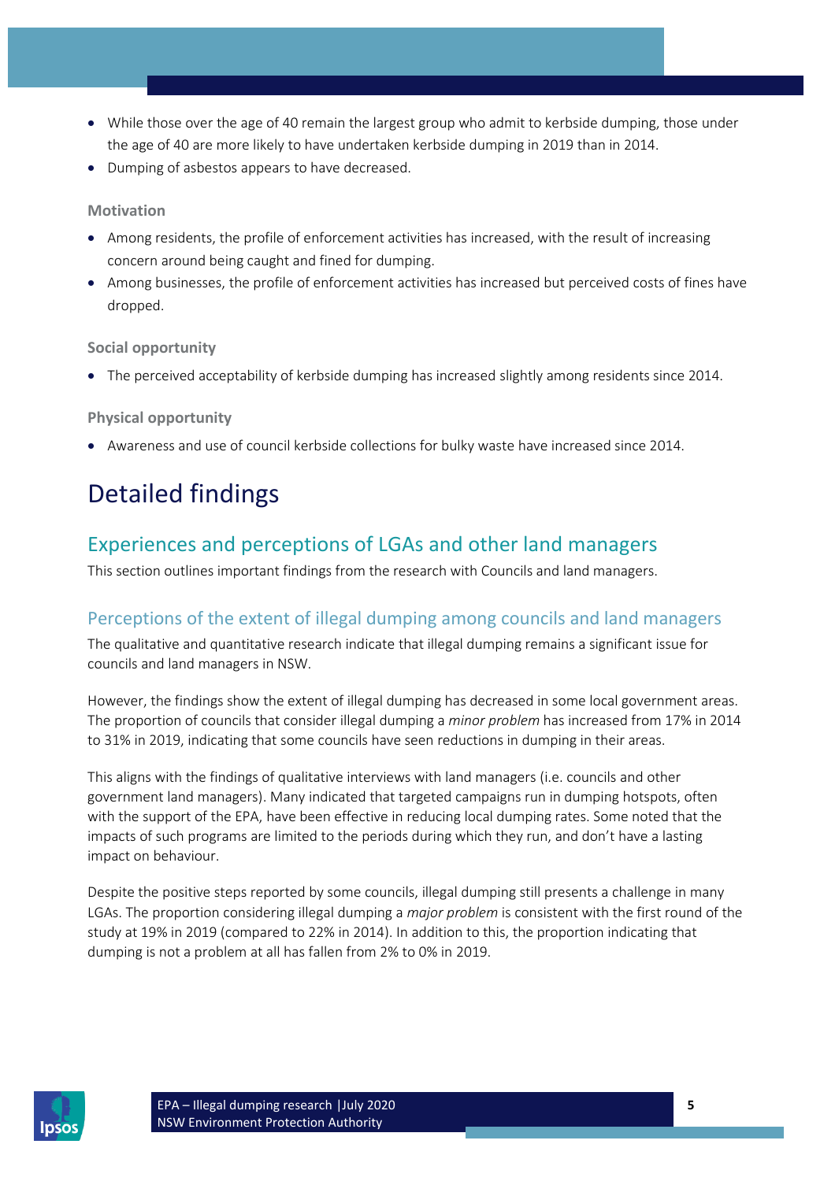- While those over the age of 40 remain the largest group who admit to kerbside dumping, those under the age of 40 are more likely to have undertaken kerbside dumping in 2019 than in 2014.
- Dumping of asbestos appears to have decreased.

**Motivation**

- Among residents, the profile of enforcement activities has increased, with the result of increasing concern around being caught and fined for dumping.
- Among businesses, the profile of enforcement activities has increased but perceived costs of fines have dropped.

**Social opportunity**

- The perceived acceptability of kerbside dumping has increased slightly among residents since 2014.

**Physical opportunity**

- Awareness and use of council kerbside collections for bulky waste have increased since 2014.

# Detailed findings

## Experiences and perceptions of LGAs and other land managers

This section outlines important findings from the research with Councils and land managers.

### Perceptions of the extent of illegal dumping among councils and land managers

The qualitative and quantitative research indicate that illegal dumping remains a significant issue for councils and land managers in NSW.

However, the findings show the extent of illegal dumping has decreased in some local government areas. The proportion of councils that consider illegal dumping a *minor problem* has increased from 17% in 2014 to 31% in 2019, indicating that some councils have seen reductions in dumping in their areas.

This aligns with the findings of qualitative interviews with land managers (i.e. councils and other government land managers). Many indicated that targeted campaigns run in dumping hotspots, often with the support of the EPA, have been effective in reducing local dumping rates. Some noted that the impacts of such programs are limited to the periods during which they run, and don't have a lasting impact on behaviour.

Despite the positive steps reported by some councils, illegal dumping still presents a challenge in many LGAs. The proportion considering illegal dumping a *major problem* is consistent with the first round of the study at 19% in 2019 (compared to 22% in 2014). In addition to this, the proportion indicating that dumping is not a problem at all has fallen from 2% to 0% in 2019.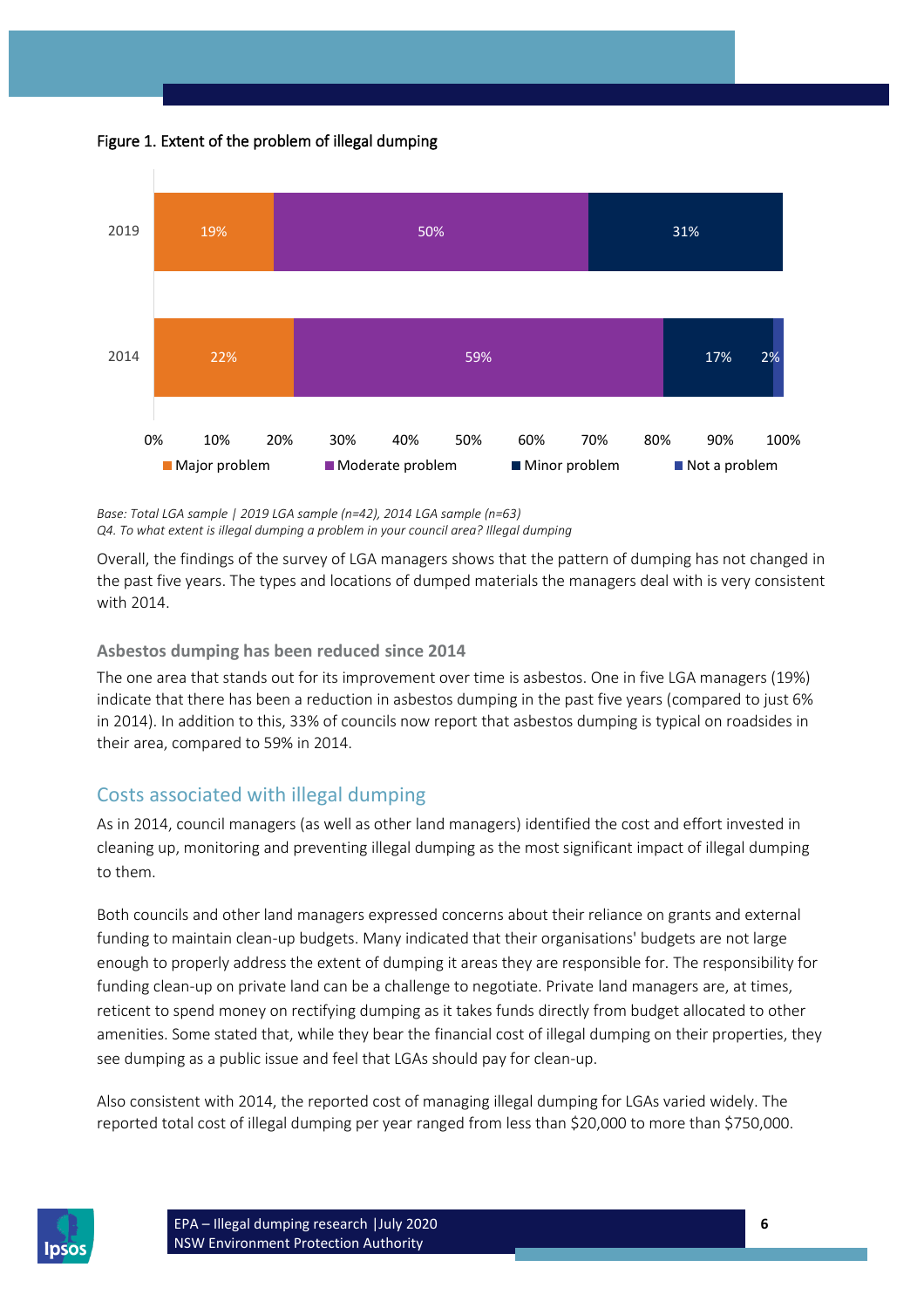Figure 1. Extent of the problem of illegal dumping

| | Major problem | Moderate problem | Minor problem | Not a problem |
|---|---|---|---|---|
| 2019 | 19% | 50% | 31% | |
| 2014 | 22% | 59% | 17% | 2% |

*Base: Total LGA sample | 2019 LGA sample (n=42), 2014 LGA sample (n=63)*
*Q4. To what extent is illegal dumping a problem in your council area? Illegal dumping*

Overall, the findings of the survey of LGA managers shows that the pattern of dumping has not changed in the past five years. The types and locations of dumped materials the managers deal with is very consistent with 2014.

### Asbestos dumping has been reduced since 2014

The one area that stands out for its improvement over time is asbestos. One in five LGA managers (19%) indicate that there has been a reduction in asbestos dumping in the past five years (compared to just 6% in 2014). In addition to this, 33% of councils now report that asbestos dumping is typical on roadsides in their area, compared to 59% in 2014.

## Costs associated with illegal dumping

As in 2014, council managers (as well as other land managers) identified the cost and effort invested in cleaning up, monitoring and preventing illegal dumping as the most significant impact of illegal dumping to them.

Both councils and other land managers expressed concerns about their reliance on grants and external funding to maintain clean-up budgets. Many indicated that their organisations' budgets are not large enough to properly address the extent of dumping it areas they are responsible for. The responsibility for funding clean-up on private land can be a challenge to negotiate. Private land managers are, at times, reticent to spend money on rectifying dumping as it takes funds directly from budget allocated to other amenities. Some stated that, while they bear the financial cost of illegal dumping on their properties, they see dumping as a public issue and feel that LGAs should pay for clean-up.

Also consistent with 2014, the reported cost of managing illegal dumping for LGAs varied widely. The reported total cost of illegal dumping per year ranged from less than $20,000 to more than $750,000.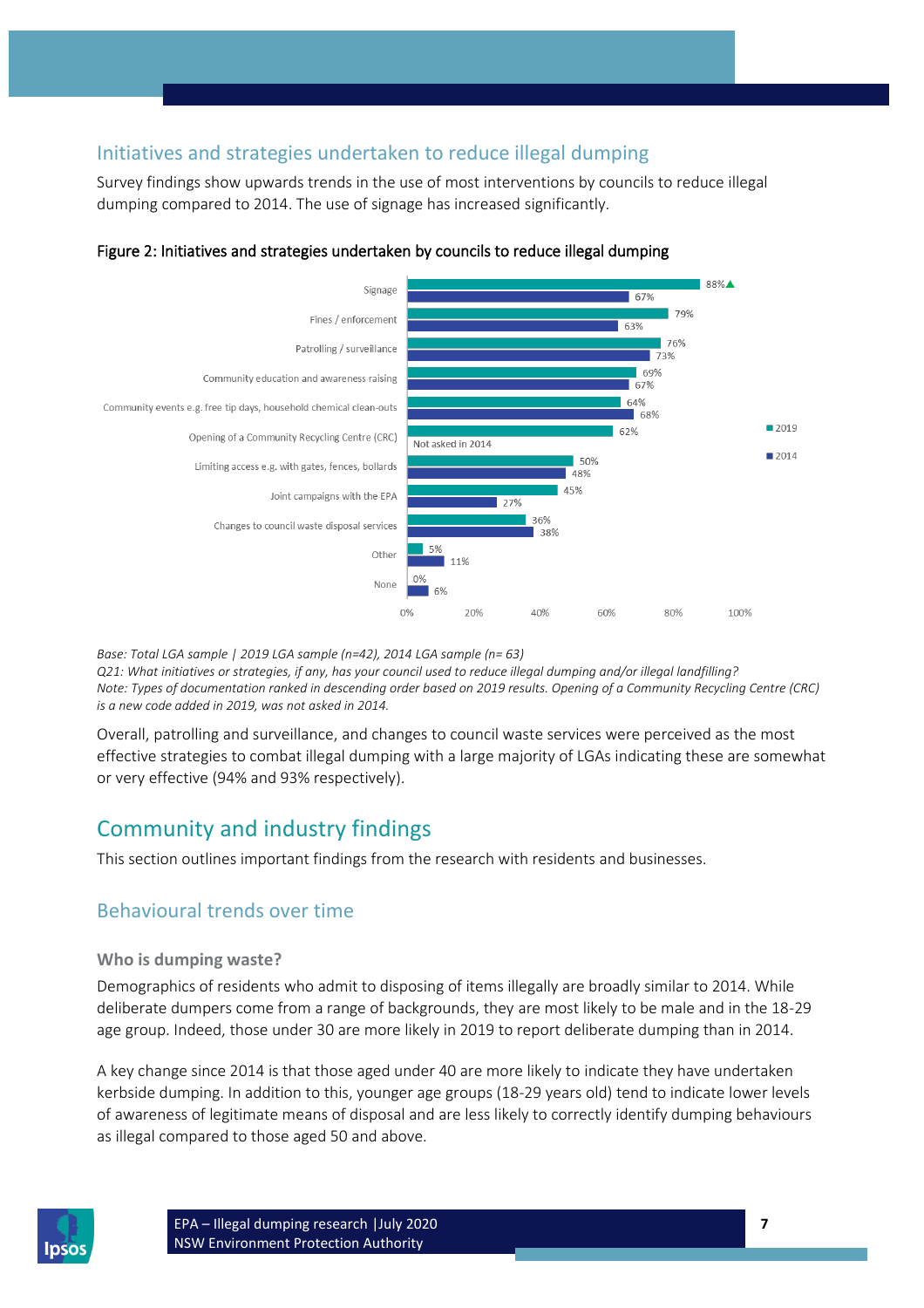## Initiatives and strategies undertaken to reduce illegal dumping

Survey findings show upwards trends in the use of most interventions by councils to reduce illegal dumping compared to 2014. The use of signage has increased significantly.

**Figure 2: Initiatives and strategies undertaken by councils to reduce illegal dumping**

| Initiative / strategy | 2019 | 2014 |
| --- | --- | --- |
| Signage | 88%▲ | 67% |
| Fines / enforcement | 79% | 63% |
| Patrolling / surveillance | 76% | 73% |
| Community education and awareness raising | 69% | 67% |
| Community events e.g. free tip days, household chemical clean-outs | 64% | 68% |
| Opening of a Community Recycling Centre (CRC) | 62% | Not asked in 2014 |
| Limiting access e.g. with gates, fences, bollards | 50% | 48% |
| Joint campaigns with the EPA | 45% | 27% |
| Changes to council waste disposal services | 36% | 38% |
| Other | 5% | 11% |
| None | 0% | 6% |

*Base: Total LGA sample | 2019 LGA sample (n=42), 2014 LGA sample (n= 63)*
*Q21: What initiatives or strategies, if any, has your council used to reduce illegal dumping and/or illegal landfilling?*
*Note: Types of documentation ranked in descending order based on 2019 results. Opening of a Community Recycling Centre (CRC) is a new code added in 2019, was not asked in 2014.*

Overall, patrolling and surveillance, and changes to council waste services were perceived as the most effective strategies to combat illegal dumping with a large majority of LGAs indicating these are somewhat or very effective (94% and 93% respectively).

# Community and industry findings

This section outlines important findings from the research with residents and businesses.

## Behavioural trends over time

### Who is dumping waste?

Demographics of residents who admit to disposing of items illegally are broadly similar to 2014. While deliberate dumpers come from a range of backgrounds, they are most likely to be male and in the 18-29 age group. Indeed, those under 30 are more likely in 2019 to report deliberate dumping than in 2014.

A key change since 2014 is that those aged under 40 are more likely to indicate they have undertaken kerbside dumping. In addition to this, younger age groups (18-29 years old) tend to indicate lower levels of awareness of legitimate means of disposal and are less likely to correctly identify dumping behaviours as illegal compared to those aged 50 and above.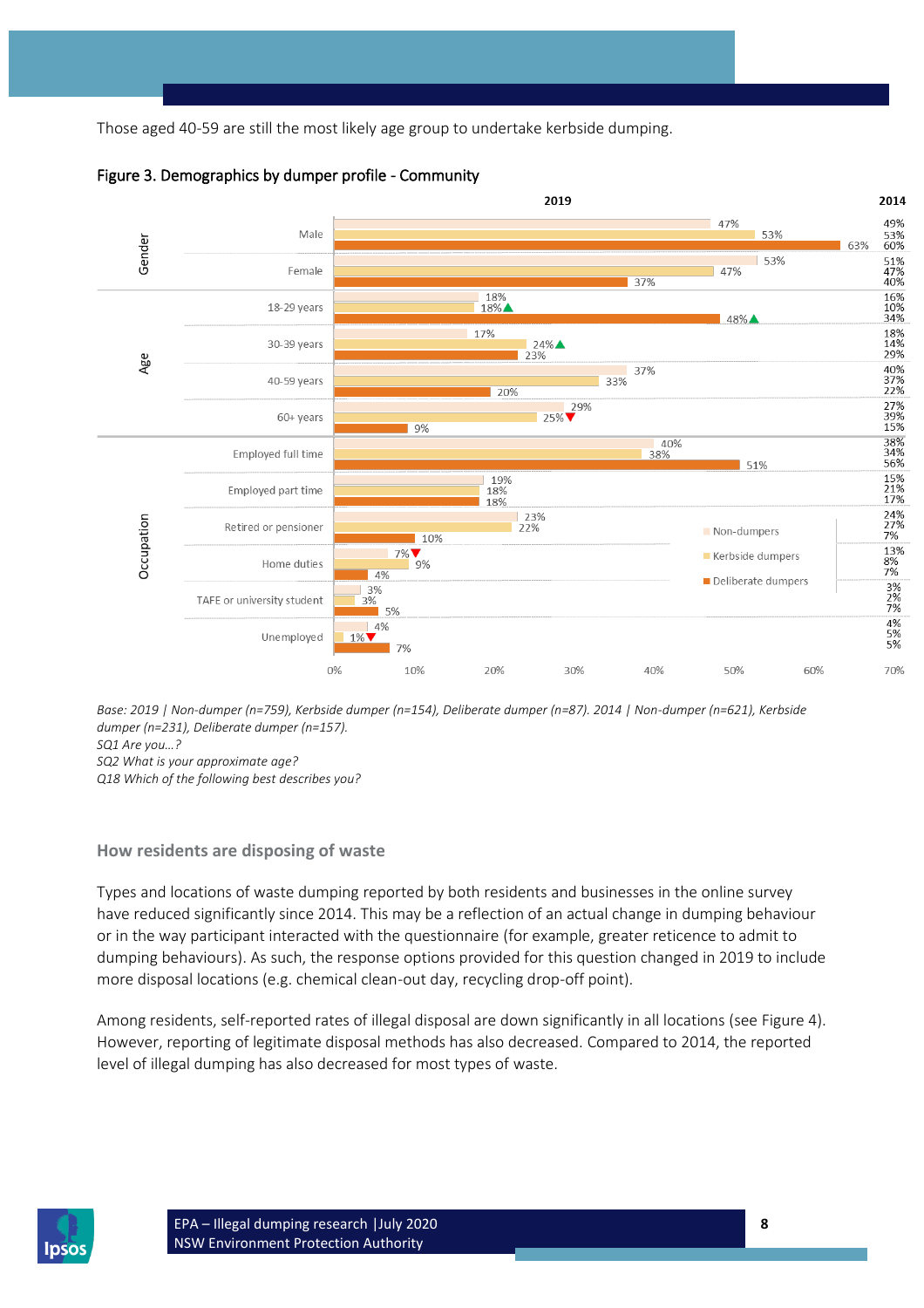Those aged 40-59 are still the most likely age group to undertake kerbside dumping.

**Figure 3. Demographics by dumper profile - Community**

| | | 2019 Non-dumpers | 2019 Kerbside dumpers | 2019 Deliberate dumpers | 2014 Non-dumpers | 2014 Kerbside dumpers | 2014 Deliberate dumpers |
|---|---|---|---|---|---|---|---|
| Gender | Male | 47% | 53% | 63% | 49% | 53% | 60% |
| | Female | 53% | 47% | 37% | 51% | 47% | 40% |
| Age | 18-29 years | 18% | 18% ▲ | 48% ▲ | 16% | 10% | 34% |
| | 30-39 years | 17% | 24% ▲ | 23% | 18% | 14% | 29% |
| | 40-59 years | 37% | 33% | 20% | 40% | 37% | 22% |
| | 60+ years | 29% | 25% ▼ | 9% | 27% | 39% | 15% |
| Occupation | Employed full time | 40% | 38% | 51% | 38% | 34% | 56% |
| | Employed part time | 19% | 18% | 18% | 15% | 21% | 17% |
| | Retired or pensioner | 23% | 22% | 10% | 24% | 27% | 7% |
| | Home duties | 7% ▼ | 9% | 4% | 13% | 8% | 7% |
| | TAFE or university student | 3% | 3% | 5% | 3% | 2% | 7% |
| | Unemployed | 4% | 1% ▼ | 7% | 4% | 5% | 5% |

*Base: 2019 | Non-dumper (n=759), Kerbside dumper (n=154), Deliberate dumper (n=87). 2014 | Non-dumper (n=621), Kerbside dumper (n=231), Deliberate dumper (n=157).*
*SQ1 Are you...?*
*SQ2 What is your approximate age?*
*Q18 Which of the following best describes you?*

## How residents are disposing of waste

Types and locations of waste dumping reported by both residents and businesses in the online survey have reduced significantly since 2014. This may be a reflection of an actual change in dumping behaviour or in the way participant interacted with the questionnaire (for example, greater reticence to admit to dumping behaviours). As such, the response options provided for this question changed in 2019 to include more disposal locations (e.g. chemical clean-out day, recycling drop-off point).

Among residents, self-reported rates of illegal disposal are down significantly in all locations (see Figure 4). However, reporting of legitimate disposal methods has also decreased. Compared to 2014, the reported level of illegal dumping has also decreased for most types of waste.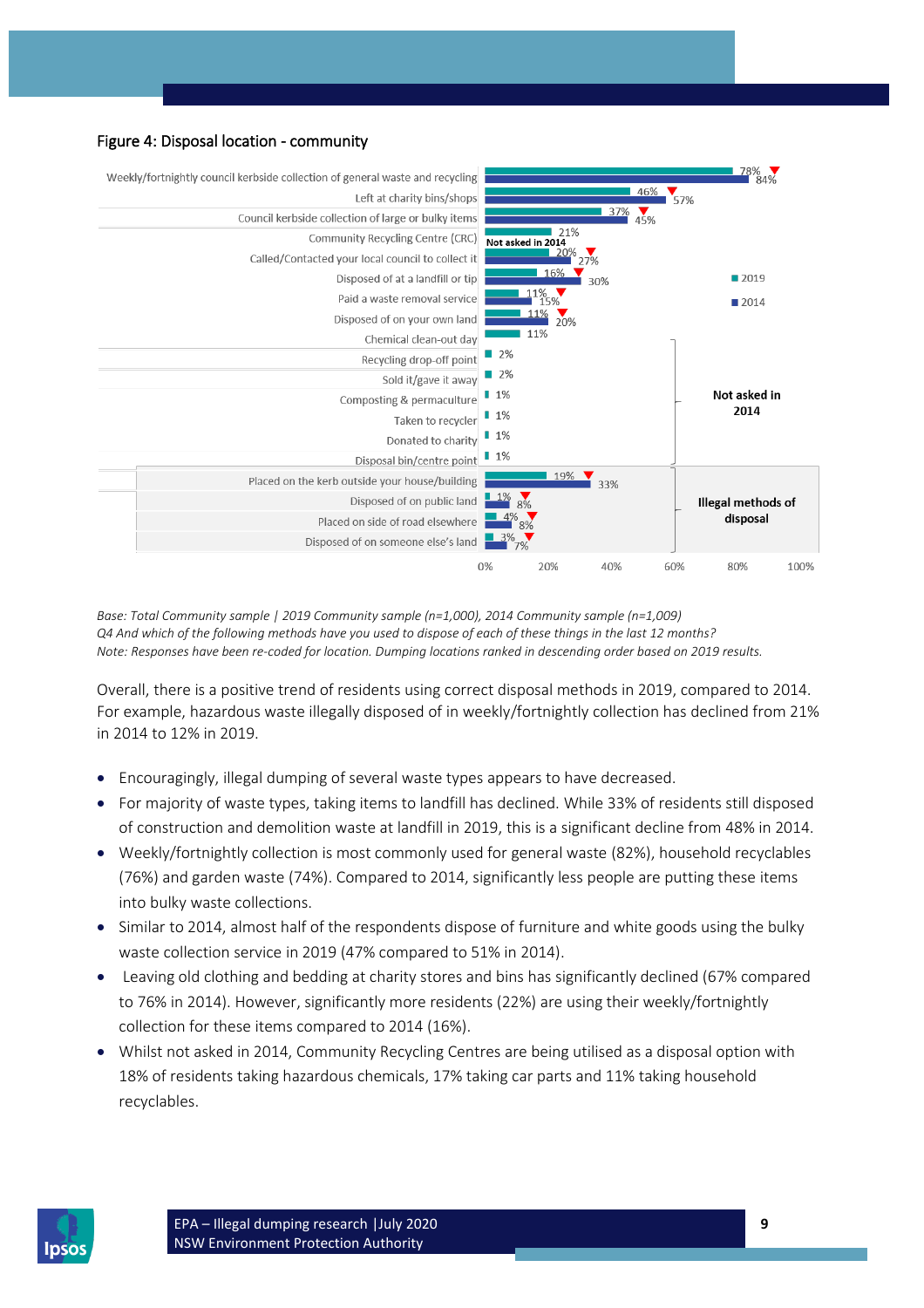Figure 4: Disposal location - community

| Disposal location | 2019 | 2014 |
|---|---|---|
| Weekly/fortnightly council kerbside collection of general waste and recycling | 78% | 84% |
| Left at charity bins/shops | 46% | 57% |
| Council kerbside collection of large or bulky items | 37% | 45% |
| Community Recycling Centre (CRC) | 21% | Not asked in 2014 |
| Called/Contacted your local council to collect it | 20% | 27% |
| Disposed of at a landfill or tip | 16% | 30% |
| Paid a waste removal service | 11% | 15% |
| Disposed of on your own land | 11% | 20% |
| Chemical clean-out day | 11% | Not asked in 2014 |
| Recycling drop-off point | 2% | Not asked in 2014 |
| Sold it/gave it away | 2% | Not asked in 2014 |
| Composting & permaculture | 1% | Not asked in 2014 |
| Taken to recycler | 1% | Not asked in 2014 |
| Donated to charity | 1% | Not asked in 2014 |
| Disposal bin/centre point | 1% | Not asked in 2014 |
| **Illegal methods of disposal** | | |
| Placed on the kerb outside your house/building | 19% | 33% |
| Disposed of on public land | 1% | 8% |
| Placed on side of road elsewhere | 4% | 8% |
| Disposed of on someone else's land | 3% | 7% |

*Base: Total Community sample | 2019 Community sample (n=1,000), 2014 Community sample (n=1,009)*
*Q4 And which of the following methods have you used to dispose of each of these things in the last 12 months?*
*Note: Responses have been re-coded for location. Dumping locations ranked in descending order based on 2019 results.*

Overall, there is a positive trend of residents using correct disposal methods in 2019, compared to 2014. For example, hazardous waste illegally disposed of in weekly/fortnightly collection has declined from 21% in 2014 to 12% in 2019.

- Encouragingly, illegal dumping of several waste types appears to have decreased.
- For majority of waste types, taking items to landfill has declined. While 33% of residents still disposed of construction and demolition waste at landfill in 2019, this is a significant decline from 48% in 2014.
- Weekly/fortnightly collection is most commonly used for general waste (82%), household recyclables (76%) and garden waste (74%). Compared to 2014, significantly less people are putting these items into bulky waste collections.
- Similar to 2014, almost half of the respondents dispose of furniture and white goods using the bulky waste collection service in 2019 (47% compared to 51% in 2014).
- Leaving old clothing and bedding at charity stores and bins has significantly declined (67% compared to 76% in 2014). However, significantly more residents (22%) are using their weekly/fortnightly collection for these items compared to 2014 (16%).
- Whilst not asked in 2014, Community Recycling Centres are being utilised as a disposal option with 18% of residents taking hazardous chemicals, 17% taking car parts and 11% taking household recyclables.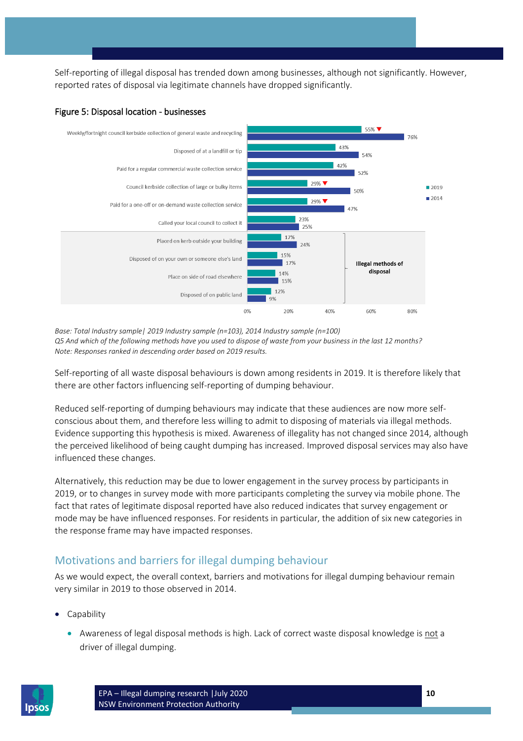Self-reporting of illegal disposal has trended down among businesses, although not significantly. However, reported rates of disposal via legitimate channels have dropped significantly.

**Figure 5: Disposal location - businesses**

| Disposal method | 2019 | 2014 |
|---|---|---|
| Weekly/fortnight council kerbside collection of general waste and recycling | 55% ▼ | 76% |
| Disposed of at a landfill or tip | 43% | 54% |
| Paid for a regular commercial waste collection service | 42% | 52% |
| Council kerbside collection of large or bulky items | 29% ▼ | 50% |
| Paid for a one-off or on-demand waste collection service | 29% ▼ | 47% |
| Called your local council to collect it | 23% | 25% |
| **Illegal methods of disposal** | | |
| Placed on kerb outside your building | 17% | 24% |
| Disposed of on your own or someone else's land | 15% | 17% |
| Place on side of road elsewhere | 14% | 15% |
| Disposed of on public land | 12% | 9% |

*Base: Total Industry sample| 2019 Industry sample (n=103), 2014 Industry sample (n=100)*
*Q5 And which of the following methods have you used to dispose of waste from your business in the last 12 months?*
*Note: Responses ranked in descending order based on 2019 results.*

Self-reporting of all waste disposal behaviours is down among residents in 2019. It is therefore likely that there are other factors influencing self-reporting of dumping behaviour.

Reduced self-reporting of dumping behaviours may indicate that these audiences are now more self-conscious about them, and therefore less willing to admit to disposing of materials via illegal methods. Evidence supporting this hypothesis is mixed. Awareness of illegality has not changed since 2014, although the perceived likelihood of being caught dumping has increased. Improved disposal services may also have influenced these changes.

Alternatively, this reduction may be due to lower engagement in the survey process by participants in 2019, or to changes in survey mode with more participants completing the survey via mobile phone. The fact that rates of legitimate disposal reported have also reduced indicates that survey engagement or mode may be have influenced responses. For residents in particular, the addition of six new categories in the response frame may have impacted responses.

## Motivations and barriers for illegal dumping behaviour

As we would expect, the overall context, barriers and motivations for illegal dumping behaviour remain very similar in 2019 to those observed in 2014.

- Capability
  - Awareness of legal disposal methods is high. Lack of correct waste disposal knowledge is not a driver of illegal dumping.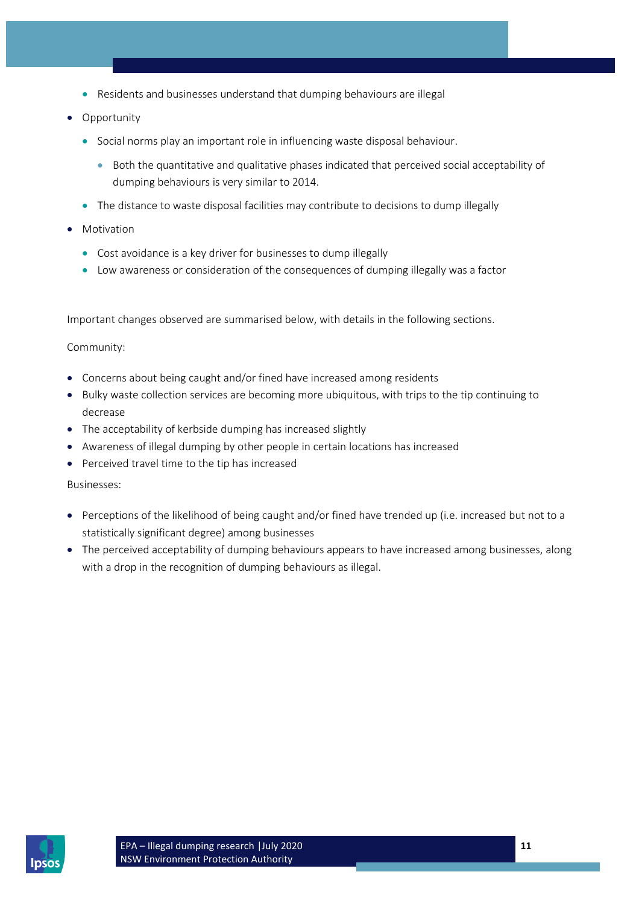- Residents and businesses understand that dumping behaviours are illegal
- Opportunity
  - Social norms play an important role in influencing waste disposal behaviour.
    - Both the quantitative and qualitative phases indicated that perceived social acceptability of dumping behaviours is very similar to 2014.
  - The distance to waste disposal facilities may contribute to decisions to dump illegally
- Motivation
  - Cost avoidance is a key driver for businesses to dump illegally
  - Low awareness or consideration of the consequences of dumping illegally was a factor

Important changes observed are summarised below, with details in the following sections.

Community:

- Concerns about being caught and/or fined have increased among residents
- Bulky waste collection services are becoming more ubiquitous, with trips to the tip continuing to decrease
- The acceptability of kerbside dumping has increased slightly
- Awareness of illegal dumping by other people in certain locations has increased
- Perceived travel time to the tip has increased

Businesses:

- Perceptions of the likelihood of being caught and/or fined have trended up (i.e. increased but not to a statistically significant degree) among businesses
- The perceived acceptability of dumping behaviours appears to have increased among businesses, along with a drop in the recognition of dumping behaviours as illegal.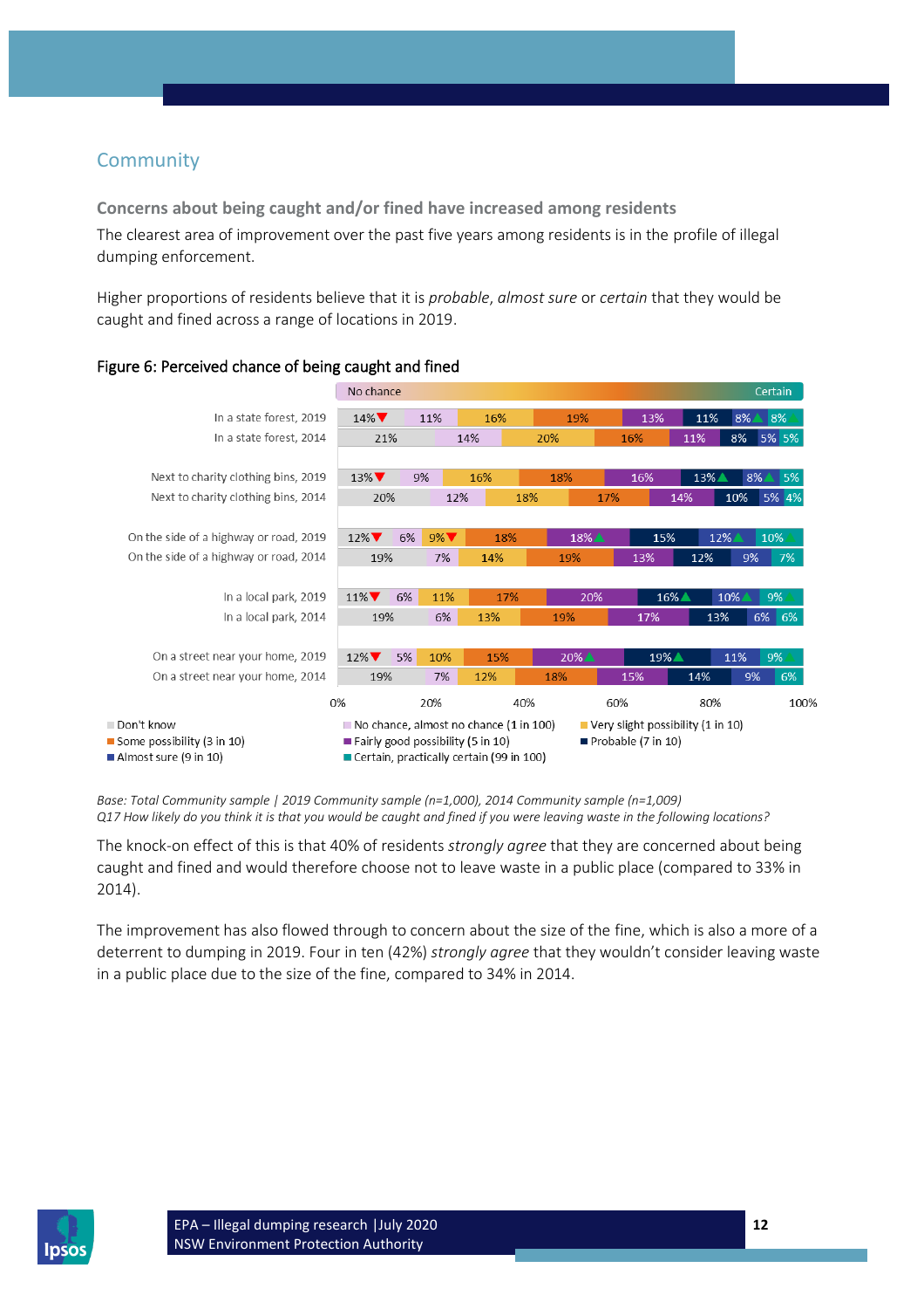## Community

### Concerns about being caught and/or fined have increased among residents

The clearest area of improvement over the past five years among residents is in the profile of illegal dumping enforcement.

Higher proportions of residents believe that it is *probable*, *almost sure* or *certain* that they would be caught and fined across a range of locations in 2019.

**Figure 6: Perceived chance of being caught and fined**

| Location | Don't know | No chance, almost no chance (1 in 100) | Very slight possibility (1 in 10) | Some possibility (3 in 10) | Fairly good possibility (5 in 10) | Probable (7 in 10) | Almost sure (9 in 10) | Certain, practically certain (99 in 100) |
|---|---|---|---|---|---|---|---|---|
| In a state forest, 2019 | 14%▼ | 11% | 16% | 19% | 13% | 11% | 8%▲ | 8% |
| In a state forest, 2014 | 21% | 14% | 20% | 16% | 11% | 8% | 5% | 5% |
| Next to charity clothing bins, 2019 | 13%▼ | 9% | 16% | 18% | 16% | 13%▲ | 8%▲ | 5% |
| Next to charity clothing bins, 2014 | 20% | 12% | 18% | 17% | 14% | 10% | 5% | 4% |
| On the side of a highway or road, 2019 | 12%▼ | 6% | 9%▼ | 18% | 18%▲ | 15% | 12%▲ | 10% |
| On the side of a highway or road, 2014 | 19% | 7% | 14% | 19% | 13% | 12% | 9% | 7% |
| In a local park, 2019 | 11%▼ | 6% | 11% | 17% | 20% | 16%▲ | 10%▲ | 9% |
| In a local park, 2014 | 19% | 6% | 13% | 19% | 17% | 13% | 6% | 6% |
| On a street near your home, 2019 | 12%▼ | 5% | 10% | 15% | 20%▲ | 19%▲ | 11% | 9% |
| On a street near your home, 2014 | 19% | 7% | 12% | 18% | 15% | 14% | 9% | 6% |

*Base: Total Community sample | 2019 Community sample (n=1,000), 2014 Community sample (n=1,009)*
*Q17 How likely do you think it is that you would be caught and fined if you were leaving waste in the following locations?*

The knock-on effect of this is that 40% of residents *strongly agree* that they are concerned about being caught and fined and would therefore choose not to leave waste in a public place (compared to 33% in 2014).

The improvement has also flowed through to concern about the size of the fine, which is also a more of a deterrent to dumping in 2019. Four in ten (42%) *strongly agree* that they wouldn't consider leaving waste in a public place due to the size of the fine, compared to 34% in 2014.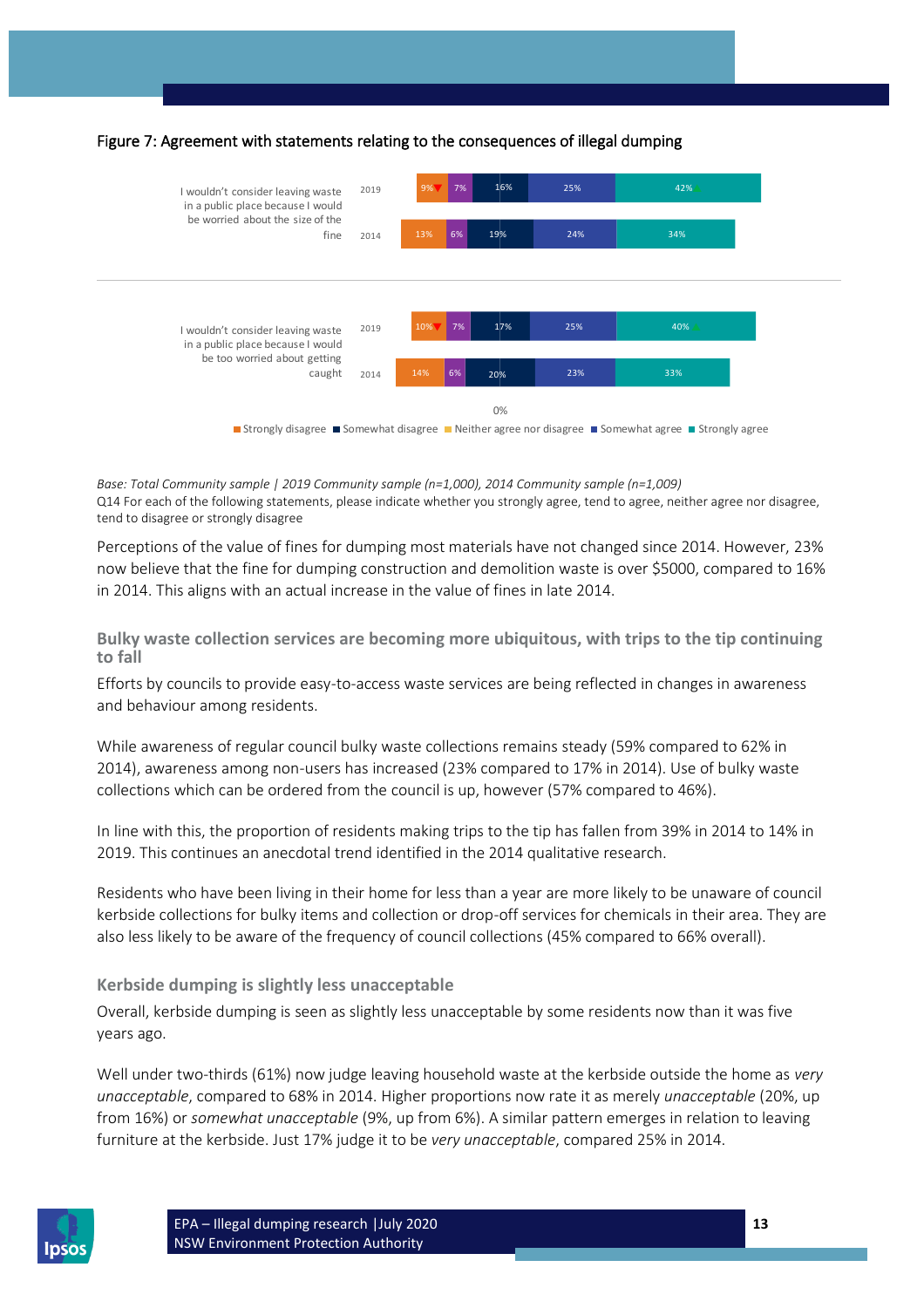Figure 7: Agreement with statements relating to the consequences of illegal dumping

| Statement | Year | Strongly disagree | Somewhat disagree | Neither agree nor disagree | Somewhat agree | Strongly agree |
|---|---|---|---|---|---|---|
| I wouldn't consider leaving waste in a public place because I would be worried about the size of the fine | 2019 | 9%▼ | 7% | 16% | 25% | 42%▲ |
| | 2014 | 13% | 6% | 19% | 24% | 34% |
| I wouldn't consider leaving waste in a public place because I would be too worried about getting caught | 2019 | 10%▼ | 7% | 17% | 25% | 40%▲ |
| | 2014 | 14% | 6% | 20% | 23% | 33% |

*Base: Total Community sample | 2019 Community sample (n=1,000), 2014 Community sample (n=1,009)*

Q14 For each of the following statements, please indicate whether you strongly agree, tend to agree, neither agree nor disagree, tend to disagree or strongly disagree

Perceptions of the value of fines for dumping most materials have not changed since 2014. However, 23% now believe that the fine for dumping construction and demolition waste is over $5000, compared to 16% in 2014. This aligns with an actual increase in the value of fines in late 2014.

### Bulky waste collection services are becoming more ubiquitous, with trips to the tip continuing to fall

Efforts by councils to provide easy-to-access waste services are being reflected in changes in awareness and behaviour among residents.

While awareness of regular council bulky waste collections remains steady (59% compared to 62% in 2014), awareness among non-users has increased (23% compared to 17% in 2014). Use of bulky waste collections which can be ordered from the council is up, however (57% compared to 46%).

In line with this, the proportion of residents making trips to the tip has fallen from 39% in 2014 to 14% in 2019. This continues an anecdotal trend identified in the 2014 qualitative research.

Residents who have been living in their home for less than a year are more likely to be unaware of council kerbside collections for bulky items and collection or drop-off services for chemicals in their area. They are also less likely to be aware of the frequency of council collections (45% compared to 66% overall).

### Kerbside dumping is slightly less unacceptable

Overall, kerbside dumping is seen as slightly less unacceptable by some residents now than it was five years ago.

Well under two-thirds (61%) now judge leaving household waste at the kerbside outside the home as *very unacceptable*, compared to 68% in 2014. Higher proportions now rate it as merely *unacceptable* (20%, up from 16%) or *somewhat unacceptable* (9%, up from 6%). A similar pattern emerges in relation to leaving furniture at the kerbside. Just 17% judge it to be *very unacceptable*, compared 25% in 2014.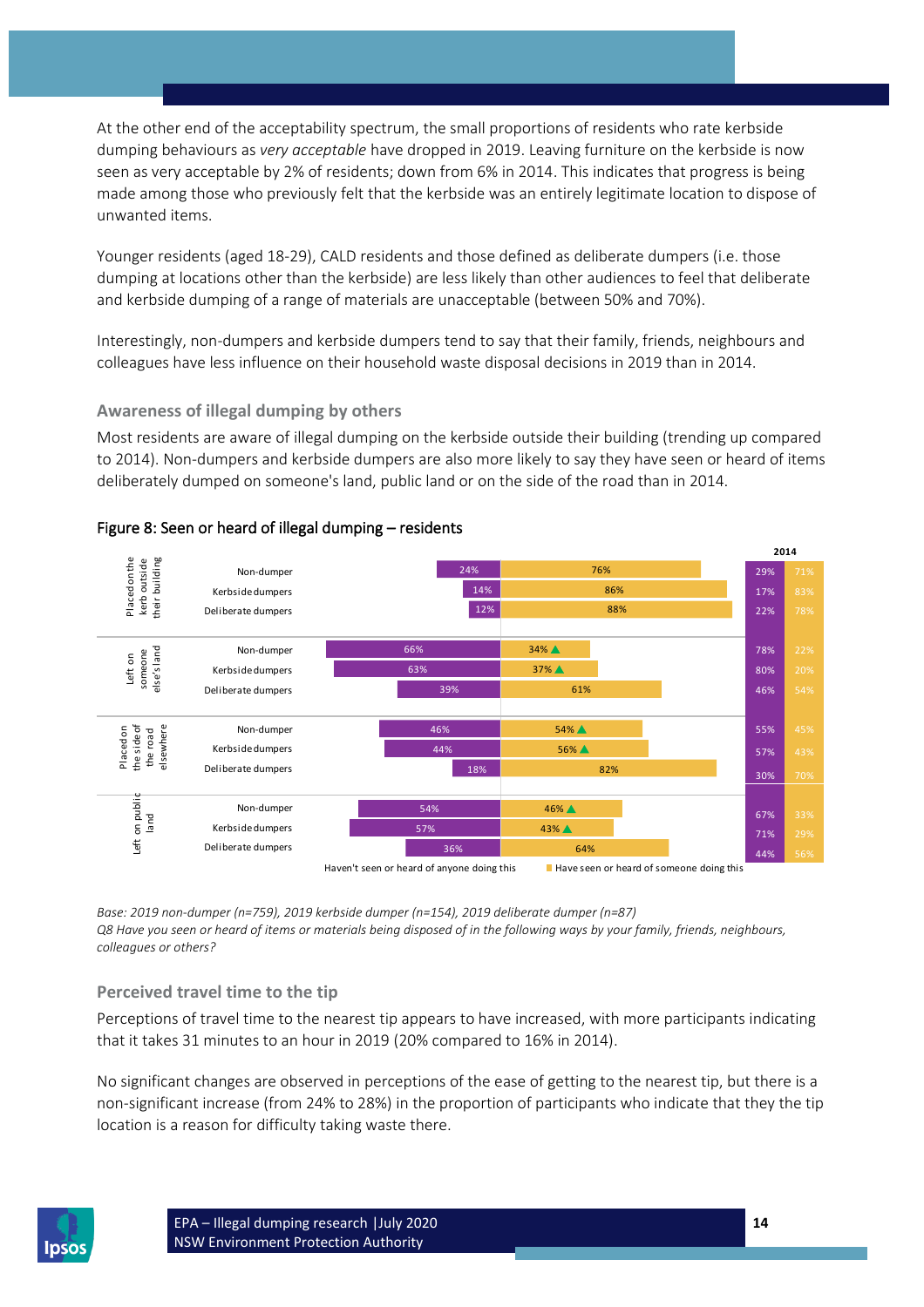At the other end of the acceptability spectrum, the small proportions of residents who rate kerbside dumping behaviours as *very acceptable* have dropped in 2019. Leaving furniture on the kerbside is now seen as very acceptable by 2% of residents; down from 6% in 2014. This indicates that progress is being made among those who previously felt that the kerbside was an entirely legitimate location to dispose of unwanted items.

Younger residents (aged 18-29), CALD residents and those defined as deliberate dumpers (i.e. those dumping at locations other than the kerbside) are less likely than other audiences to feel that deliberate and kerbside dumping of a range of materials are unacceptable (between 50% and 70%).

Interestingly, non-dumpers and kerbside dumpers tend to say that their family, friends, neighbours and colleagues have less influence on their household waste disposal decisions in 2019 than in 2014.

### Awareness of illegal dumping by others

Most residents are aware of illegal dumping on the kerbside outside their building (trending up compared to 2014). Non-dumpers and kerbside dumpers are also more likely to say they have seen or heard of items deliberately dumped on someone's land, public land or on the side of the road than in 2014.

Figure 8: Seen or heard of illegal dumping – residents

| | | Haven't seen or heard of anyone doing this | Have seen or heard of someone doing this | 2014 Haven't seen | 2014 Have seen |
|---|---|---|---|---|---|
| Placed on the kerb outside their building | Non-dumper | 24% | 76% | 29% | 71% |
| | Kerbside dumpers | 14% | 86% | 17% | 83% |
| | Deliberate dumpers | 12% | 88% | 22% | 78% |
| Left on someone else's land | Non-dumper | 66% | 34% ▲ | 78% | 22% |
| | Kerbside dumpers | 63% | 37% ▲ | 80% | 20% |
| | Deliberate dumpers | 39% | 61% | 46% | 54% |
| Placed on the side of the road elsewhere | Non-dumper | 46% | 54% ▲ | 55% | 45% |
| | Kerbside dumpers | 44% | 56% ▲ | 57% | 43% |
| | Deliberate dumpers | 18% | 82% | 30% | 70% |
| Left on public land | Non-dumper | 54% | 46% ▲ | 67% | 33% |
| | Kerbside dumpers | 57% | 43% ▲ | 71% | 29% |
| | Deliberate dumpers | 36% | 64% | 44% | 56% |

*Base: 2019 non-dumper (n=759), 2019 kerbside dumper (n=154), 2019 deliberate dumper (n=87)*
*Q8 Have you seen or heard of items or materials being disposed of in the following ways by your family, friends, neighbours, colleagues or others?*

### Perceived travel time to the tip

Perceptions of travel time to the nearest tip appears to have increased, with more participants indicating that it takes 31 minutes to an hour in 2019 (20% compared to 16% in 2014).

No significant changes are observed in perceptions of the ease of getting to the nearest tip, but there is a non-significant increase (from 24% to 28%) in the proportion of participants who indicate that they the tip location is a reason for difficulty taking waste there.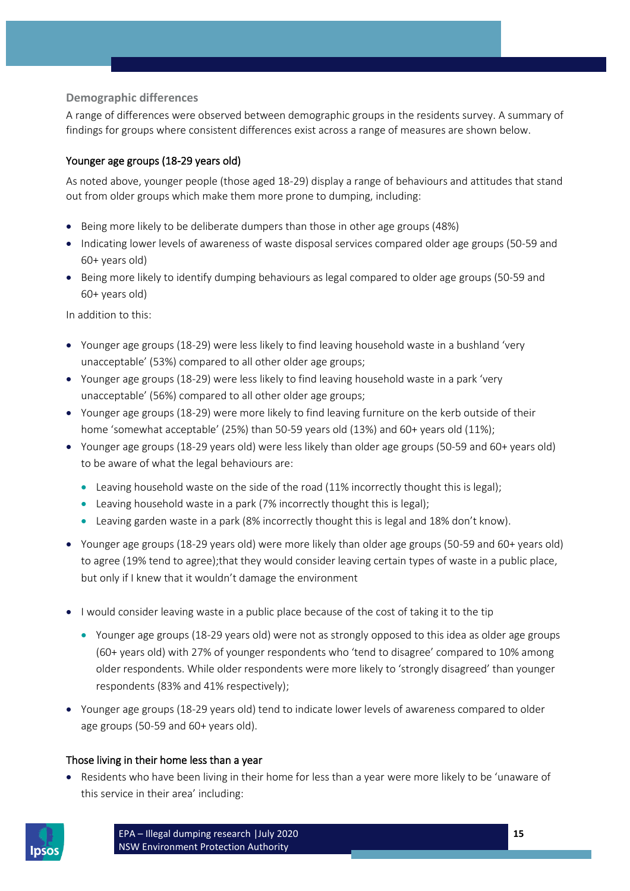### Demographic differences

A range of differences were observed between demographic groups in the residents survey. A summary of findings for groups where consistent differences exist across a range of measures are shown below.

#### Younger age groups (18-29 years old)

As noted above, younger people (those aged 18-29) display a range of behaviours and attitudes that stand out from older groups which make them more prone to dumping, including:

- Being more likely to be deliberate dumpers than those in other age groups (48%)
- Indicating lower levels of awareness of waste disposal services compared older age groups (50-59 and 60+ years old)
- Being more likely to identify dumping behaviours as legal compared to older age groups (50-59 and 60+ years old)

In addition to this:

- Younger age groups (18-29) were less likely to find leaving household waste in a bushland 'very unacceptable' (53%) compared to all other older age groups;
- Younger age groups (18-29) were less likely to find leaving household waste in a park 'very unacceptable' (56%) compared to all other older age groups;
- Younger age groups (18-29) were more likely to find leaving furniture on the kerb outside of their home 'somewhat acceptable' (25%) than 50-59 years old (13%) and 60+ years old (11%);
- Younger age groups (18-29 years old) were less likely than older age groups (50-59 and 60+ years old) to be aware of what the legal behaviours are:
  - Leaving household waste on the side of the road (11% incorrectly thought this is legal);
  - Leaving household waste in a park (7% incorrectly thought this is legal);
  - Leaving garden waste in a park (8% incorrectly thought this is legal and 18% don't know).
- Younger age groups (18-29 years old) were more likely than older age groups (50-59 and 60+ years old) to agree (19% tend to agree);that they would consider leaving certain types of waste in a public place, but only if I knew that it wouldn't damage the environment
- I would consider leaving waste in a public place because of the cost of taking it to the tip
  - Younger age groups (18-29 years old) were not as strongly opposed to this idea as older age groups (60+ years old) with 27% of younger respondents who 'tend to disagree' compared to 10% among older respondents. While older respondents were more likely to 'strongly disagreed' than younger respondents (83% and 41% respectively);
- Younger age groups (18-29 years old) tend to indicate lower levels of awareness compared to older age groups (50-59 and 60+ years old).

#### Those living in their home less than a year

- Residents who have been living in their home for less than a year were more likely to be 'unaware of this service in their area' including: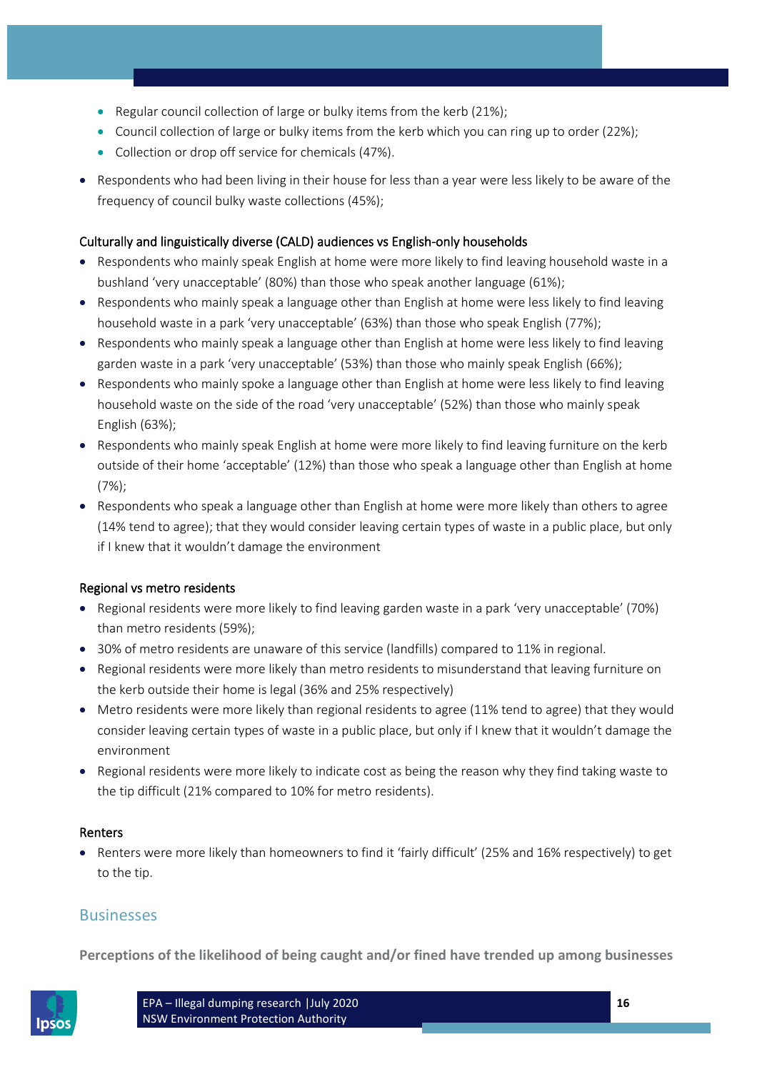- Regular council collection of large or bulky items from the kerb (21%);
- Council collection of large or bulky items from the kerb which you can ring up to order (22%);
- Collection or drop off service for chemicals (47%).

- Respondents who had been living in their house for less than a year were less likely to be aware of the frequency of council bulky waste collections (45%);

### Culturally and linguistically diverse (CALD) audiences vs English-only households

- Respondents who mainly speak English at home were more likely to find leaving household waste in a bushland 'very unacceptable' (80%) than those who speak another language (61%);
- Respondents who mainly speak a language other than English at home were less likely to find leaving household waste in a park 'very unacceptable' (63%) than those who speak English (77%);
- Respondents who mainly speak a language other than English at home were less likely to find leaving garden waste in a park 'very unacceptable' (53%) than those who mainly speak English (66%);
- Respondents who mainly spoke a language other than English at home were less likely to find leaving household waste on the side of the road 'very unacceptable' (52%) than those who mainly speak English (63%);
- Respondents who mainly speak English at home were more likely to find leaving furniture on the kerb outside of their home 'acceptable' (12%) than those who speak a language other than English at home (7%);
- Respondents who speak a language other than English at home were more likely than others to agree (14% tend to agree); that they would consider leaving certain types of waste in a public place, but only if I knew that it wouldn't damage the environment

### Regional vs metro residents

- Regional residents were more likely to find leaving garden waste in a park 'very unacceptable' (70%) than metro residents (59%);
- 30% of metro residents are unaware of this service (landfills) compared to 11% in regional.
- Regional residents were more likely than metro residents to misunderstand that leaving furniture on the kerb outside their home is legal (36% and 25% respectively)
- Metro residents were more likely than regional residents to agree (11% tend to agree) that they would consider leaving certain types of waste in a public place, but only if I knew that it wouldn't damage the environment
- Regional residents were more likely to indicate cost as being the reason why they find taking waste to the tip difficult (21% compared to 10% for metro residents).

### Renters

- Renters were more likely than homeowners to find it 'fairly difficult' (25% and 16% respectively) to get to the tip.

## Businesses

**Perceptions of the likelihood of being caught and/or fined have trended up among businesses**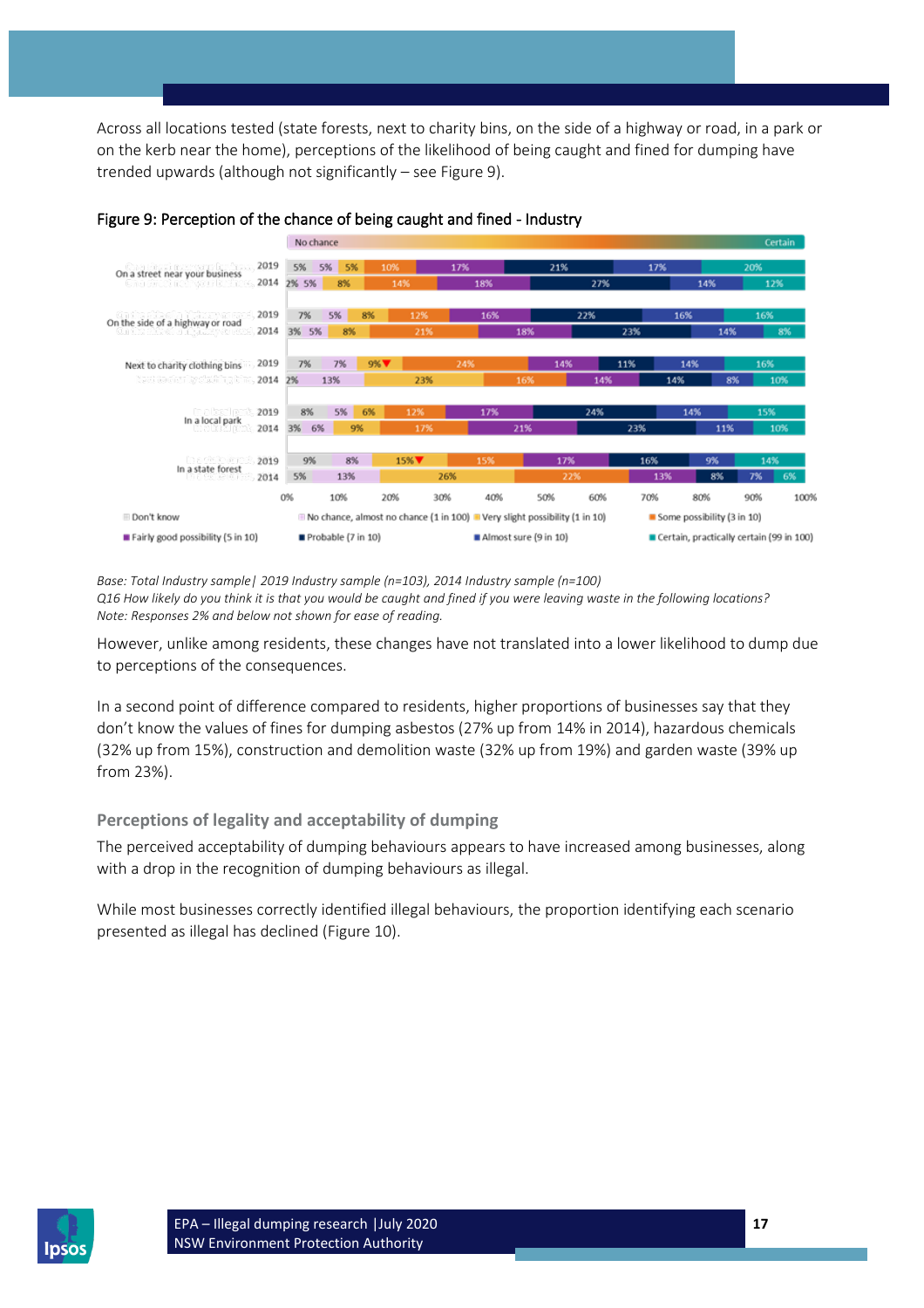Across all locations tested (state forests, next to charity bins, on the side of a highway or road, in a park or on the kerb near the home), perceptions of the likelihood of being caught and fined for dumping have trended upwards (although not significantly – see Figure 9).

Figure 9: Perception of the chance of being caught and fined - Industry

| Location | Year | Don't know | No chance, almost no chance (1 in 100) | Very slight possibility (1 in 10) | Some possibility (3 in 10) | Fairly good possibility (5 in 10) | Probable (7 in 10) | Almost sure (9 in 10) | Certain, practically certain (99 in 100) |
|---|---|---|---|---|---|---|---|---|---|
| On a street near your business | 2019 | 5% | 5% | 5% | 10% | 17% | 21% | 17% | 20% |
| | 2014 | 2% | 5% | 8% | 14% | 18% | 27% | 14% | 12% |
| On the side of a highway or road | 2019 | 7% | 5% | 8% | 12% | 16% | 22% | 16% | 16% |
| | 2014 | 3% | 5% | 8% | 21% | 18% | 23% | 14% | 8% |
| Next to charity clothing bins | 2019 | 7% | 7% | 9%▼ | 24% | 14% | 11% | 14% | 16% |
| | 2014 | 2% | 13% | 23% | 16% | 14% | 14% | 8% | 10% |
| In a local park | 2019 | 8% | 5% | 6% | 12% | 17% | 24% | 14% | 15% |
| | 2014 | 3% | 6% | 9% | 17% | 21% | 23% | 11% | 10% |
| In a state forest | 2019 | 9% | 8% | 15%▼ | 15% | 17% | 16% | 9% | 14% |
| | 2014 | 5% | 13% | 26% | 22% | 13% | 8% | 7% | 6% |

*Base: Total Industry sample| 2019 Industry sample (n=103), 2014 Industry sample (n=100)*
*Q16 How likely do you think it is that you would be caught and fined if you were leaving waste in the following locations?*
*Note: Responses 2% and below not shown for ease of reading.*

However, unlike among residents, these changes have not translated into a lower likelihood to dump due to perceptions of the consequences.

In a second point of difference compared to residents, higher proportions of businesses say that they don't know the values of fines for dumping asbestos (27% up from 14% in 2014), hazardous chemicals (32% up from 15%), construction and demolition waste (32% up from 19%) and garden waste (39% up from 23%).

### Perceptions of legality and acceptability of dumping

The perceived acceptability of dumping behaviours appears to have increased among businesses, along with a drop in the recognition of dumping behaviours as illegal.

While most businesses correctly identified illegal behaviours, the proportion identifying each scenario presented as illegal has declined (Figure 10).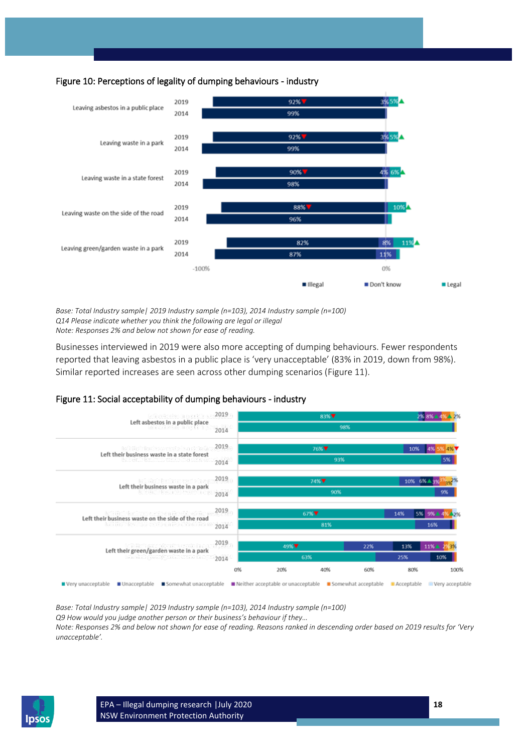Figure 10: Perceptions of legality of dumping behaviours - industry

| | Year | Illegal | Don't know | Legal |
|---|---|---|---|---|
| Leaving asbestos in a public place | 2019 | 92% | 3% | 5% |
| | 2014 | 99% | | |
| Leaving waste in a park | 2019 | 92% | 3% | 5% |
| | 2014 | 99% | | |
| Leaving waste in a state forest | 2019 | 90% | 4% | 6% |
| | 2014 | 98% | | |
| Leaving waste on the side of the road | 2019 | 88% | | 10% |
| | 2014 | 96% | | |
| Leaving green/garden waste in a park | 2019 | 82% | 8% | 11% |
| | 2014 | 87% | 11% | |

*Base: Total Industry sample| 2019 Industry sample (n=103), 2014 Industry sample (n=100)*
*Q14 Please indicate whether you think the following are legal or illegal*
*Note: Responses 2% and below not shown for ease of reading.*

Businesses interviewed in 2019 were also more accepting of dumping behaviours. Fewer respondents reported that leaving asbestos in a public place is 'very unacceptable' (83% in 2019, down from 98%). Similar reported increases are seen across other dumping scenarios (Figure 11).

Figure 11: Social acceptability of dumping behaviours - industry

| | Year | Very unacceptable | Unacceptable | Somewhat unacceptable | Neither acceptable or unacceptable | Somewhat acceptable | Acceptable | Very acceptable |
|---|---|---|---|---|---|---|---|---|
| Left asbestos in a public place | 2019 | 83% | 2% | | 8% | 4% | | 2% |
| | 2014 | 98% | | | | | | |
| Left their business waste in a state forest | 2019 | 76% | 10% | | 4% | 5% | 4% | |
| | 2014 | 93% | 5% | | | | | |
| Left their business waste in a park | 2019 | 74% | 10% | 6% | 3% | 3% | 3% | 2% |
| | 2014 | 90% | 9% | | | | | |
| Left their business waste on the side of the road | 2019 | 67% | 14% | 5% | 9% | 4% | | 2% |
| | 2014 | 81% | 16% | | | | | |
| Left their green/garden waste in a park | 2019 | 49% | 22% | 13% | 11% | 2% | 3% | |
| | 2014 | 63% | 25% | 10% | | | | |

*Base: Total Industry sample| 2019 Industry sample (n=103), 2014 Industry sample (n=100)*
*Q9 How would you judge another person or their business's behaviour if they…*
*Note: Responses 2% and below not shown for ease of reading. Reasons ranked in descending order based on 2019 results for 'Very unacceptable'.*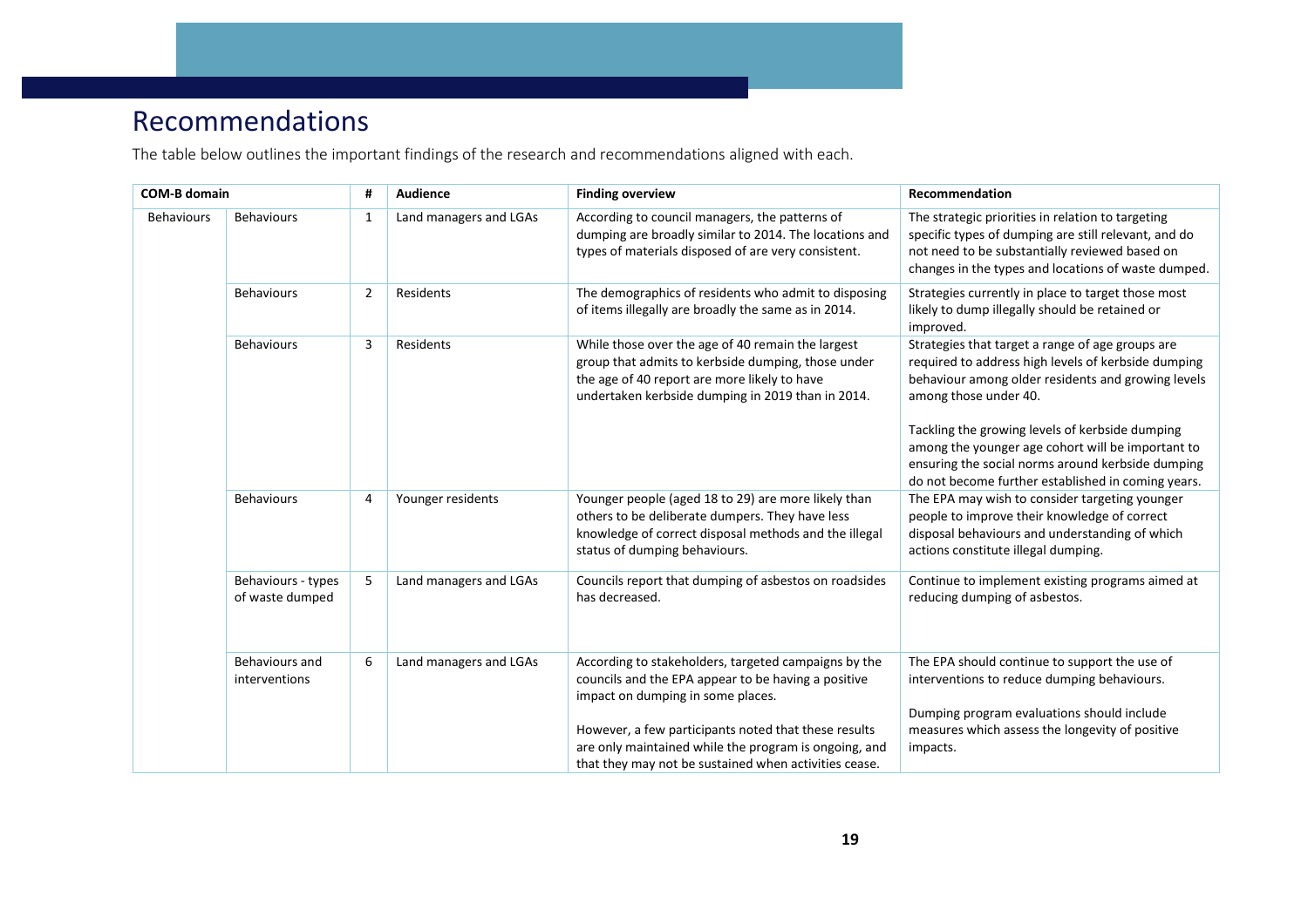# Recommendations

The table below outlines the important findings of the research and recommendations aligned with each.

| COM-B domain | | # | Audience | Finding overview | Recommendation |
|---|---|---|---|---|---|
| Behaviours | Behaviours | 1 | Land managers and LGAs | According to council managers, the patterns of dumping are broadly similar to 2014. The locations and types of materials disposed of are very consistent. | The strategic priorities in relation to targeting specific types of dumping are still relevant, and do not need to be substantially reviewed based on changes in the types and locations of waste dumped. |
| | Behaviours | 2 | Residents | The demographics of residents who admit to disposing of items illegally are broadly the same as in 2014. | Strategies currently in place to target those most likely to dump illegally should be retained or improved. |
| | Behaviours | 3 | Residents | While those over the age of 40 remain the largest group that admits to kerbside dumping, those under the age of 40 report are more likely to have undertaken kerbside dumping in 2019 than in 2014. | Strategies that target a range of age groups are required to address high levels of kerbside dumping behaviour among older residents and growing levels among those under 40.<br><br>Tackling the growing levels of kerbside dumping among the younger age cohort will be important to ensuring the social norms around kerbside dumping do not become further established in coming years. |
| | Behaviours | 4 | Younger residents | Younger people (aged 18 to 29) are more likely than others to be deliberate dumpers. They have less knowledge of correct disposal methods and the illegal status of dumping behaviours. | The EPA may wish to consider targeting younger people to improve their knowledge of correct disposal behaviours and understanding of which actions constitute illegal dumping. |
| | Behaviours - types of waste dumped | 5 | Land managers and LGAs | Councils report that dumping of asbestos on roadsides has decreased. | Continue to implement existing programs aimed at reducing dumping of asbestos. |
| | Behaviours and interventions | 6 | Land managers and LGAs | According to stakeholders, targeted campaigns by the councils and the EPA appear to be having a positive impact on dumping in some places.<br><br>However, a few participants noted that these results are only maintained while the program is ongoing, and that they may not be sustained when activities cease. | The EPA should continue to support the use of interventions to reduce dumping behaviours.<br><br>Dumping program evaluations should include measures which assess the longevity of positive impacts. |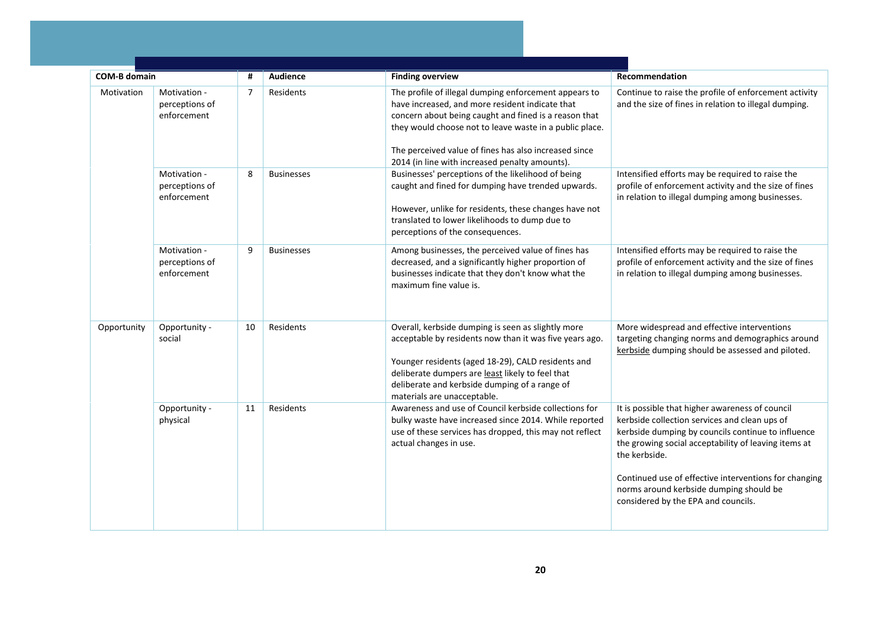| COM-B domain | | # | Audience | Finding overview | Recommendation |
|---|---|---|---|---|---|
| Motivation | Motivation - perceptions of enforcement | 7 | Residents | The profile of illegal dumping enforcement appears to have increased, and more resident indicate that concern about being caught and fined is a reason that they would choose not to leave waste in a public place.<br><br>The perceived value of fines has also increased since 2014 (in line with increased penalty amounts). | Continue to raise the profile of enforcement activity and the size of fines in relation to illegal dumping. |
| | Motivation - perceptions of enforcement | 8 | Businesses | Businesses' perceptions of the likelihood of being caught and fined for dumping have trended upwards.<br><br>However, unlike for residents, these changes have not translated to lower likelihoods to dump due to perceptions of the consequences. | Intensified efforts may be required to raise the profile of enforcement activity and the size of fines in relation to illegal dumping among businesses. |
| | Motivation - perceptions of enforcement | 9 | Businesses | Among businesses, the perceived value of fines has decreased, and a significantly higher proportion of businesses indicate that they don't know what the maximum fine value is. | Intensified efforts may be required to raise the profile of enforcement activity and the size of fines in relation to illegal dumping among businesses. |
| Opportunity | Opportunity - social | 10 | Residents | Overall, kerbside dumping is seen as slightly more acceptable by residents now than it was five years ago.<br><br>Younger residents (aged 18-29), CALD residents and deliberate dumpers are least likely to feel that deliberate and kerbside dumping of a range of materials are unacceptable. | More widespread and effective interventions targeting changing norms and demographics around kerbside dumping should be assessed and piloted. |
| | Opportunity - physical | 11 | Residents | Awareness and use of Council kerbside collections for bulky waste have increased since 2014. While reported use of these services has dropped, this may not reflect actual changes in use. | It is possible that higher awareness of council kerbside collection services and clean ups of kerbside dumping by councils continue to influence the growing social acceptability of leaving items at the kerbside.<br><br>Continued use of effective interventions for changing norms around kerbside dumping should be considered by the EPA and councils. |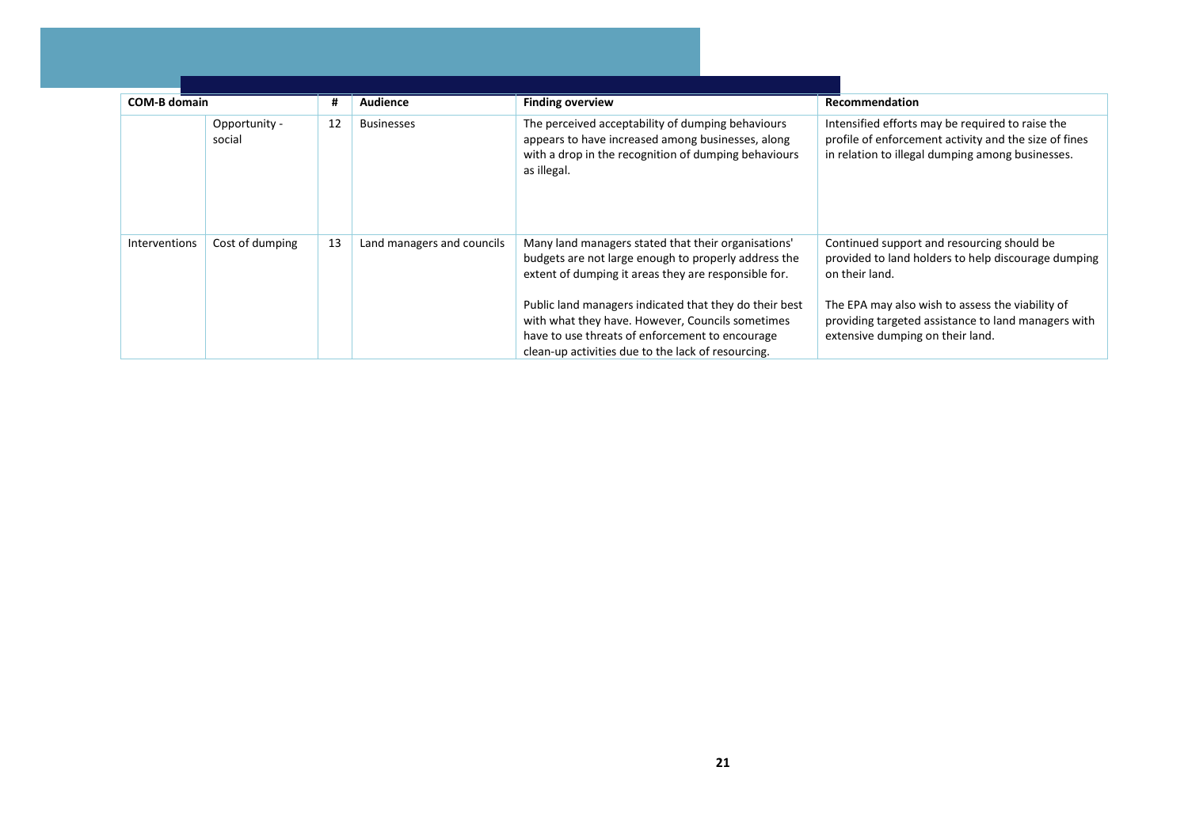| COM-B domain | | # | Audience | Finding overview | Recommendation |
|---|---|---|---|---|---|
| | Opportunity - social | 12 | Businesses | The perceived acceptability of dumping behaviours appears to have increased among businesses, along with a drop in the recognition of dumping behaviours as illegal. | Intensified efforts may be required to raise the profile of enforcement activity and the size of fines in relation to illegal dumping among businesses. |
| Interventions | Cost of dumping | 13 | Land managers and councils | Many land managers stated that their organisations' budgets are not large enough to properly address the extent of dumping it areas they are responsible for.<br><br>Public land managers indicated that they do their best with what they have. However, Councils sometimes have to use threats of enforcement to encourage clean-up activities due to the lack of resourcing. | Continued support and resourcing should be provided to land holders to help discourage dumping on their land.<br><br>The EPA may also wish to assess the viability of providing targeted assistance to land managers with extensive dumping on their land. |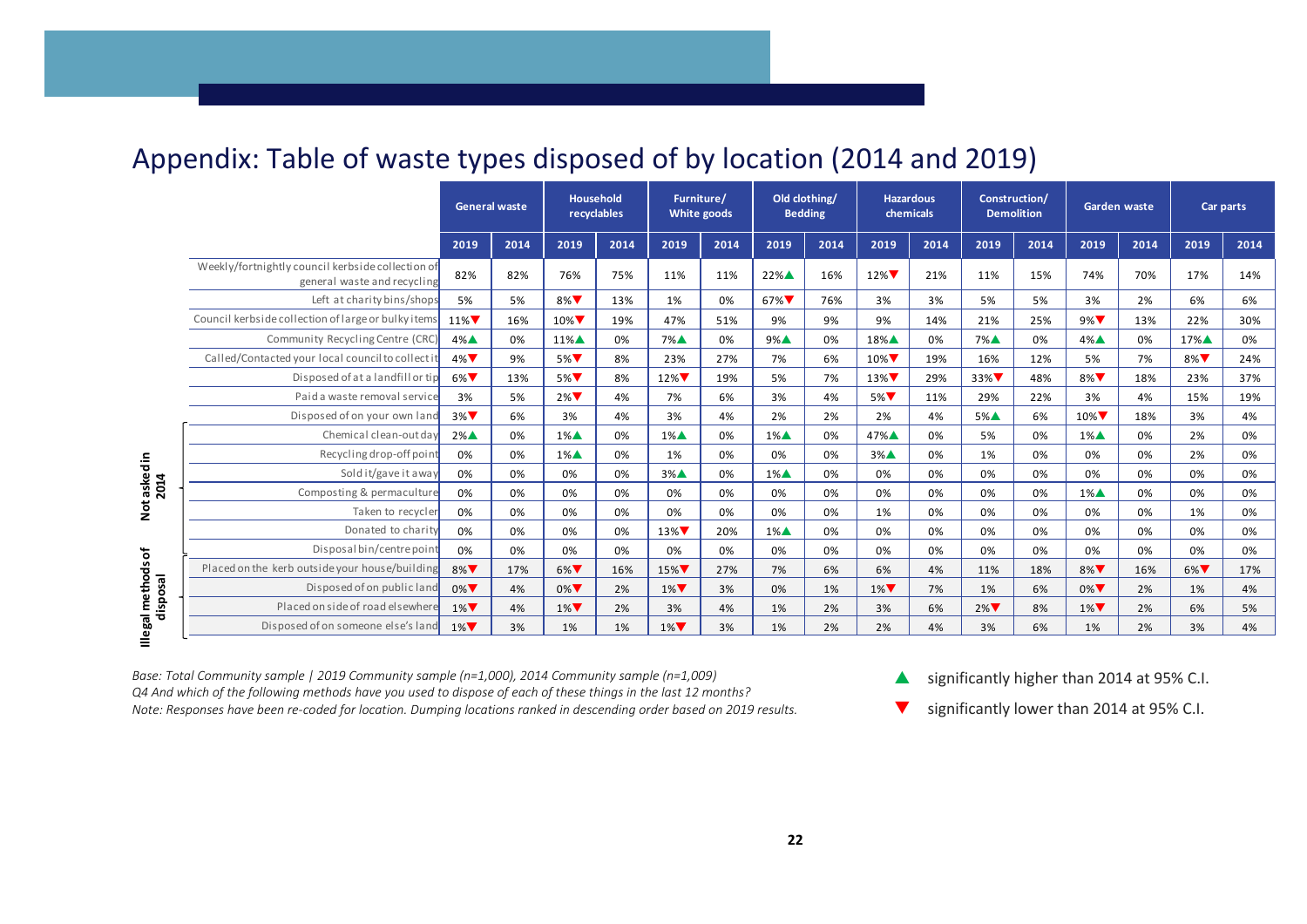# Appendix: Table of waste types disposed of by location (2014 and 2019)

| | | General waste | | Household recyclables | | Furniture/ White goods | | Old clothing/ Bedding | | Hazardous chemicals | | Construction/ Demolition | | Garden waste | | Car parts | |
|---|---|---|---|---|---|---|---|---|---|---|---|---|---|---|---|---|---|
| | | 2019 | 2014 | 2019 | 2014 | 2019 | 2014 | 2019 | 2014 | 2019 | 2014 | 2019 | 2014 | 2019 | 2014 | 2019 | 2014 |
| | Weekly/fortnightly council kerbside collection of general waste and recycling | 82% | 82% | 76% | 75% | 11% | 11% | 22%▲ | 16% | 12%▼ | 21% | 11% | 15% | 74% | 70% | 17% | 14% |
| | Left at charity bins/shops | 5% | 5% | 8%▼ | 13% | 1% | 0% | 67%▼ | 76% | 3% | 3% | 5% | 5% | 3% | 2% | 6% | 6% |
| | Council kerbside collection of large or bulky items | 11%▼ | 16% | 10%▼ | 19% | 47% | 51% | 9% | 9% | 9% | 14% | 21% | 25% | 9%▼ | 13% | 22% | 30% |
| | Community Recycling Centre (CRC) | 4%▲ | 0% | 11%▲ | 0% | 7%▲ | 0% | 9%▲ | 0% | 18%▲ | 0% | 7%▲ | 0% | 4%▲ | 0% | 17%▲ | 0% |
| | Called/Contacted your local council to collect it | 4%▼ | 9% | 5%▼ | 8% | 23% | 27% | 7% | 6% | 10%▼ | 19% | 16% | 12% | 5% | 7% | 8%▼ | 24% |
| | Disposed of at a landfill or tip | 6%▼ | 13% | 5%▼ | 8% | 12%▼ | 19% | 5% | 7% | 13%▼ | 29% | 33%▼ | 48% | 8%▼ | 18% | 23% | 37% |
| | Paid a waste removal service | 3% | 5% | 2%▼ | 4% | 7% | 6% | 3% | 4% | 5%▼ | 11% | 29% | 22% | 3% | 4% | 15% | 19% |
| | Disposed of on your own land | 3%▼ | 6% | 3% | 4% | 3% | 4% | 2% | 2% | 2% | 4% | 5%▲ | 6% | 10%▼ | 18% | 3% | 4% |
| Not asked in 2014 | Chemical clean-out day | 2%▲ | 0% | 1%▲ | 0% | 1%▲ | 0% | 1%▲ | 0% | 47%▲ | 0% | 5% | 0% | 1%▲ | 0% | 2% | 0% |
| Not asked in 2014 | Recycling drop-off point | 0% | 0% | 1%▲ | 0% | 1% | 0% | 0% | 0% | 3%▲ | 0% | 1% | 0% | 0% | 0% | 2% | 0% |
| Not asked in 2014 | Sold it/gave it away | 0% | 0% | 0% | 0% | 3%▲ | 0% | 1%▲ | 0% | 0% | 0% | 0% | 0% | 0% | 0% | 0% | 0% |
| Not asked in 2014 | Composting & permaculture | 0% | 0% | 0% | 0% | 0% | 0% | 0% | 0% | 0% | 0% | 0% | 0% | 1%▲ | 0% | 0% | 0% |
| Not asked in 2014 | Taken to recycler | 0% | 0% | 0% | 0% | 0% | 0% | 0% | 0% | 1% | 0% | 0% | 0% | 0% | 0% | 1% | 0% |
| Not asked in 2014 | Donated to charity | 0% | 0% | 0% | 0% | 13%▼ | 20% | 1%▲ | 0% | 0% | 0% | 0% | 0% | 0% | 0% | 0% | 0% |
| Not asked in 2014 | Disposal bin/centre point | 0% | 0% | 0% | 0% | 0% | 0% | 0% | 0% | 0% | 0% | 0% | 0% | 0% | 0% | 0% | 0% |
| Illegal methods of disposal | Placed on the kerb outside your house/building | 8%▼ | 17% | 6%▼ | 16% | 15%▼ | 27% | 7% | 6% | 6% | 4% | 11% | 18% | 8%▼ | 16% | 6%▼ | 17% |
| Illegal methods of disposal | Disposed of on public land | 0%▼ | 4% | 0%▼ | 2% | 1%▼ | 3% | 0% | 1% | 1%▼ | 7% | 1% | 6% | 0%▼ | 2% | 1% | 4% |
| Illegal methods of disposal | Placed on side of road elsewhere | 1%▼ | 4% | 1%▼ | 2% | 3% | 4% | 1% | 2% | 3% | 6% | 2%▼ | 8% | 1%▼ | 2% | 6% | 5% |
| Illegal methods of disposal | Disposed of on someone else's land | 1%▼ | 3% | 1% | 1% | 1%▼ | 3% | 1% | 2% | 2% | 4% | 3% | 6% | 1% | 2% | 3% | 4% |

*Base: Total Community sample | 2019 Community sample (n=1,000), 2014 Community sample (n=1,009)*
*Q4 And which of the following methods have you used to dispose of each of these things in the last 12 months?*
*Note: Responses have been re-coded for location. Dumping locations ranked in descending order based on 2019 results.*

▲ significantly higher than 2014 at 95% C.I.

▼ significantly lower than 2014 at 95% C.I.